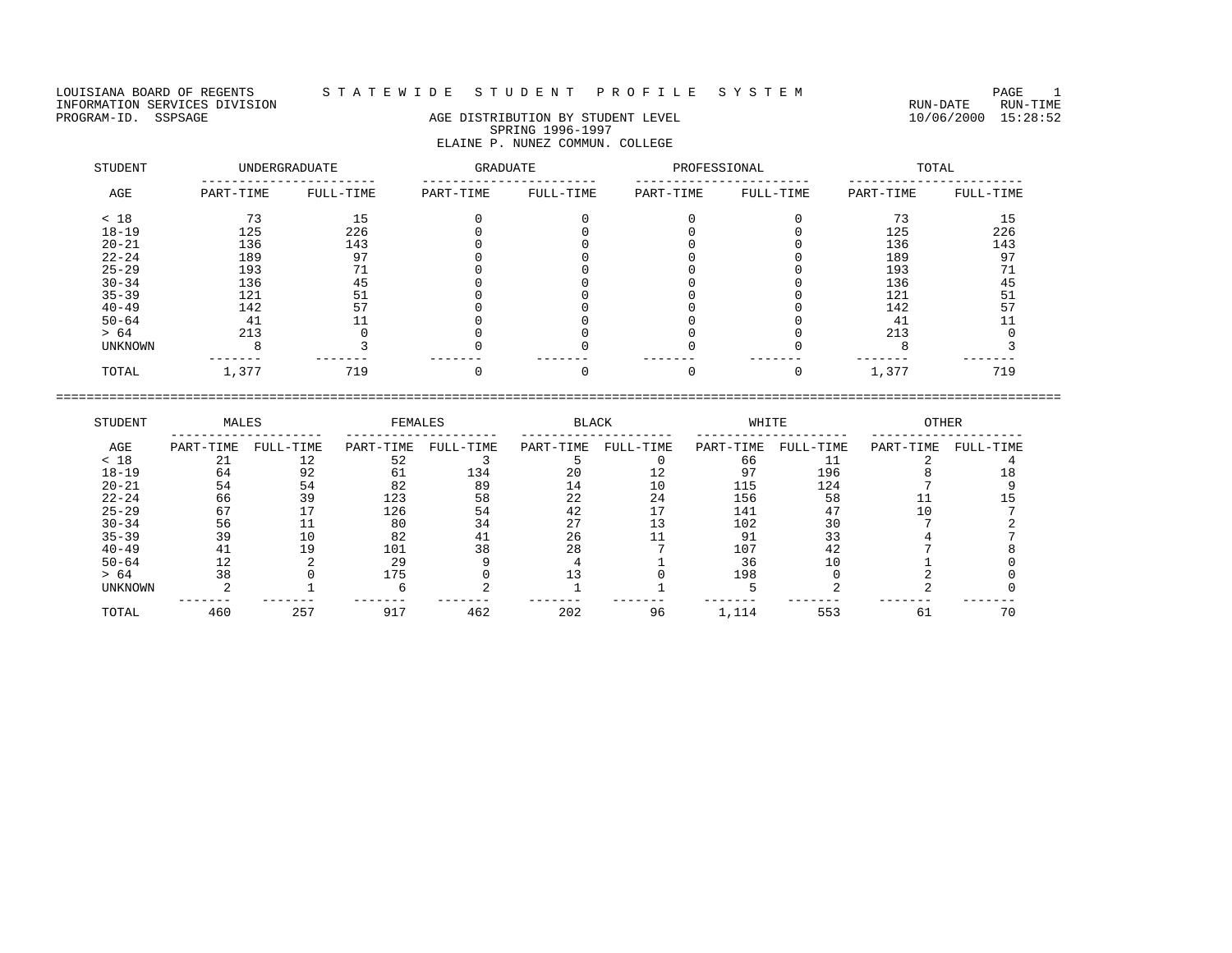LOUISIANA BOARD OF REGENTS — S T A T E W I D E   S T U D E N T   P R O F I L E   S Y S T E M

INFORMATION SERVICES DIVISION

PROGRAM-ID. SSPSAGE

RUN-DATE 10/06/2000 RUN-TIME 15:28:52

## AGE DISTRIBUTION BY STUDENT LEVEL
### SPRING 1996-1997
### ELAINE P. NUNEZ COMMUN. COLLEGE

| STUDENT | UNDERGRADUATE | | GRADUATE | | PROFESSIONAL | | TOTAL | |
|---|---|---|---|---|---|---|---|---|
| AGE | PART-TIME | FULL-TIME | PART-TIME | FULL-TIME | PART-TIME | FULL-TIME | PART-TIME | FULL-TIME |
| < 18 | 73 | 15 | 0 | 0 | 0 | 0 | 73 | 15 |
| 18-19 | 125 | 226 | 0 | 0 | 0 | 0 | 125 | 226 |
| 20-21 | 136 | 143 | 0 | 0 | 0 | 0 | 136 | 143 |
| 22-24 | 189 | 97 | 0 | 0 | 0 | 0 | 189 | 97 |
| 25-29 | 193 | 71 | 0 | 0 | 0 | 0 | 193 | 71 |
| 30-34 | 136 | 45 | 0 | 0 | 0 | 0 | 136 | 45 |
| 35-39 | 121 | 51 | 0 | 0 | 0 | 0 | 121 | 51 |
| 40-49 | 142 | 57 | 0 | 0 | 0 | 0 | 142 | 57 |
| 50-64 | 41 | 11 | 0 | 0 | 0 | 0 | 41 | 11 |
| > 64 | 213 | 0 | 0 | 0 | 0 | 0 | 213 | 0 |
| UNKNOWN | 8 | 3 | 0 | 0 | 0 | 0 | 8 | 3 |
| TOTAL | 1,377 | 719 | 0 | 0 | 0 | 0 | 1,377 | 719 |

| STUDENT | MALES | | FEMALES | | BLACK | | WHITE | | OTHER | |
|---|---|---|---|---|---|---|---|---|---|---|
| AGE | PART-TIME | FULL-TIME | PART-TIME | FULL-TIME | PART-TIME | FULL-TIME | PART-TIME | FULL-TIME | PART-TIME | FULL-TIME |
| < 18 | 21 | 12 | 52 | 3 | 5 | 0 | 66 | 11 | 2 | 4 |
| 18-19 | 64 | 92 | 61 | 134 | 20 | 12 | 97 | 196 | 8 | 18 |
| 20-21 | 54 | 54 | 82 | 89 | 14 | 10 | 115 | 124 | 7 | 9 |
| 22-24 | 66 | 39 | 123 | 58 | 22 | 24 | 156 | 58 | 11 | 15 |
| 25-29 | 67 | 17 | 126 | 54 | 42 | 17 | 141 | 47 | 10 | 7 |
| 30-34 | 56 | 11 | 80 | 34 | 27 | 13 | 102 | 30 | 7 | 2 |
| 35-39 | 39 | 10 | 82 | 41 | 26 | 11 | 91 | 33 | 4 | 7 |
| 40-49 | 41 | 19 | 101 | 38 | 28 | 7 | 107 | 42 | 7 | 8 |
| 50-64 | 12 | 2 | 29 | 9 | 4 | 1 | 36 | 10 | 1 | 0 |
| > 64 | 38 | 0 | 175 | 0 | 13 | 0 | 198 | 0 | 2 | 0 |
| UNKNOWN | 2 | 1 | 6 | 2 | 1 | 1 | 5 | 2 | 2 | 0 |
| TOTAL | 460 | 257 | 917 | 462 | 202 | 96 | 1,114 | 553 | 61 | 70 |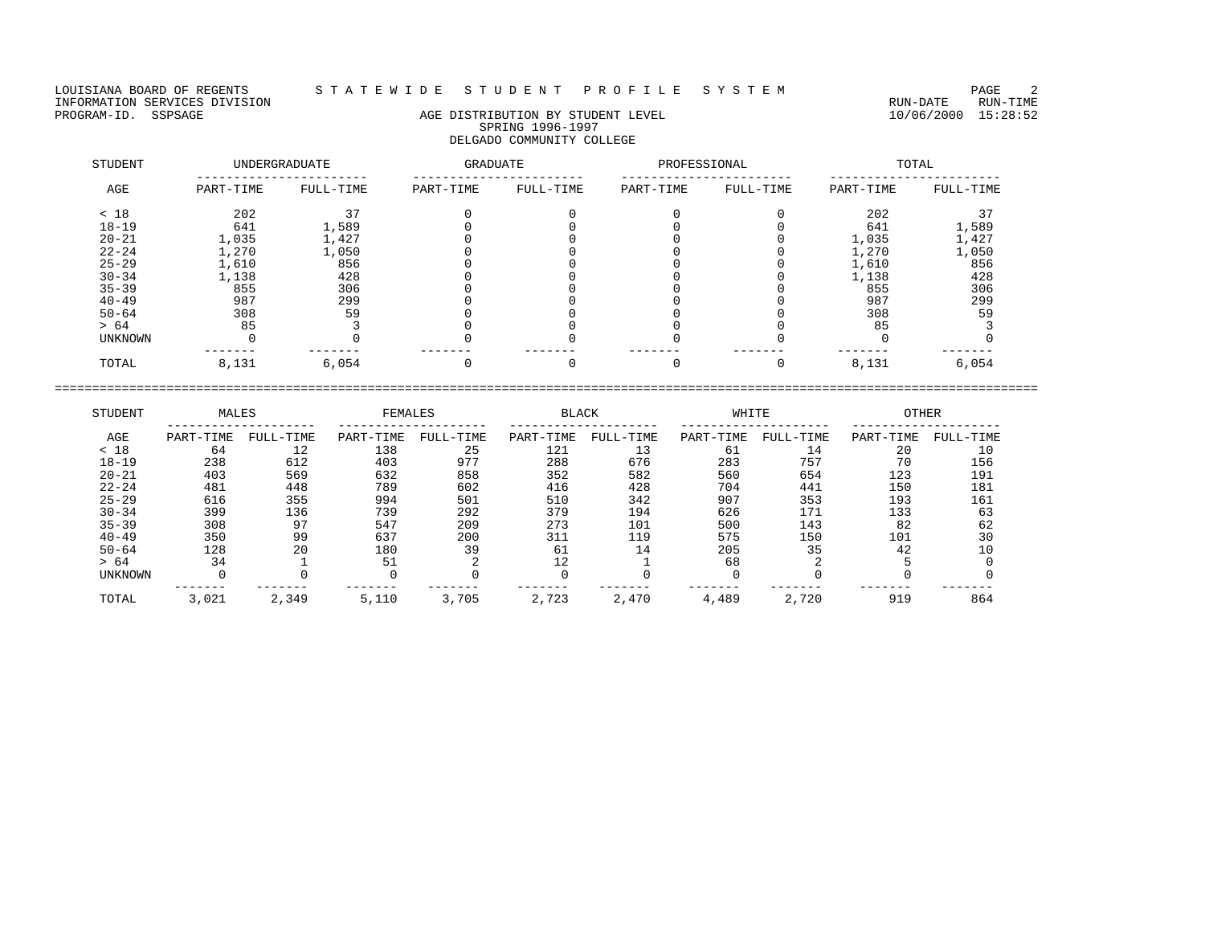LOUISIANA BOARD OF REGENTS — STATEWIDE STUDENT PROFILE SYSTEM
INFORMATION SERVICES DIVISION — RUN-DATE 10/06/2000 RUN-TIME 15:28:52
PROGRAM-ID. SSPSAGE

## AGE DISTRIBUTION BY STUDENT LEVEL
### SPRING 1996-1997
### DELGADO COMMUNITY COLLEGE

| STUDENT | UNDERGRADUATE | | GRADUATE | | PROFESSIONAL | | TOTAL | |
|---|---|---|---|---|---|---|---|---|
| AGE | PART-TIME | FULL-TIME | PART-TIME | FULL-TIME | PART-TIME | FULL-TIME | PART-TIME | FULL-TIME |
| < 18 | 202 | 37 | 0 | 0 | 0 | 0 | 202 | 37 |
| 18-19 | 641 | 1,589 | 0 | 0 | 0 | 0 | 641 | 1,589 |
| 20-21 | 1,035 | 1,427 | 0 | 0 | 0 | 0 | 1,035 | 1,427 |
| 22-24 | 1,270 | 1,050 | 0 | 0 | 0 | 0 | 1,270 | 1,050 |
| 25-29 | 1,610 | 856 | 0 | 0 | 0 | 0 | 1,610 | 856 |
| 30-34 | 1,138 | 428 | 0 | 0 | 0 | 0 | 1,138 | 428 |
| 35-39 | 855 | 306 | 0 | 0 | 0 | 0 | 855 | 306 |
| 40-49 | 987 | 299 | 0 | 0 | 0 | 0 | 987 | 299 |
| 50-64 | 308 | 59 | 0 | 0 | 0 | 0 | 308 | 59 |
| > 64 | 85 | 3 | 0 | 0 | 0 | 0 | 85 | 3 |
| UNKNOWN | 0 | 0 | 0 | 0 | 0 | 0 | 0 | 0 |
| TOTAL | 8,131 | 6,054 | 0 | 0 | 0 | 0 | 8,131 | 6,054 |

| STUDENT | MALES | | FEMALES | | BLACK | | WHITE | | OTHER | |
|---|---|---|---|---|---|---|---|---|---|---|
| AGE | PART-TIME | FULL-TIME | PART-TIME | FULL-TIME | PART-TIME | FULL-TIME | PART-TIME | FULL-TIME | PART-TIME | FULL-TIME |
| < 18 | 64 | 12 | 138 | 25 | 121 | 13 | 61 | 14 | 20 | 10 |
| 18-19 | 238 | 612 | 403 | 977 | 288 | 676 | 283 | 757 | 70 | 156 |
| 20-21 | 403 | 569 | 632 | 858 | 352 | 582 | 560 | 654 | 123 | 191 |
| 22-24 | 481 | 448 | 789 | 602 | 416 | 428 | 704 | 441 | 150 | 181 |
| 25-29 | 616 | 355 | 994 | 501 | 510 | 342 | 907 | 353 | 193 | 161 |
| 30-34 | 399 | 136 | 739 | 292 | 379 | 194 | 626 | 171 | 133 | 63 |
| 35-39 | 308 | 97 | 547 | 209 | 273 | 101 | 500 | 143 | 82 | 62 |
| 40-49 | 350 | 99 | 637 | 200 | 311 | 119 | 575 | 150 | 101 | 30 |
| 50-64 | 128 | 20 | 180 | 39 | 61 | 14 | 205 | 35 | 42 | 10 |
| > 64 | 34 | 1 | 51 | 2 | 12 | 1 | 68 | 2 | 5 | 0 |
| UNKNOWN | 0 | 0 | 0 | 0 | 0 | 0 | 0 | 0 | 0 | 0 |
| TOTAL | 3,021 | 2,349 | 5,110 | 3,705 | 2,723 | 2,470 | 4,489 | 2,720 | 919 | 864 |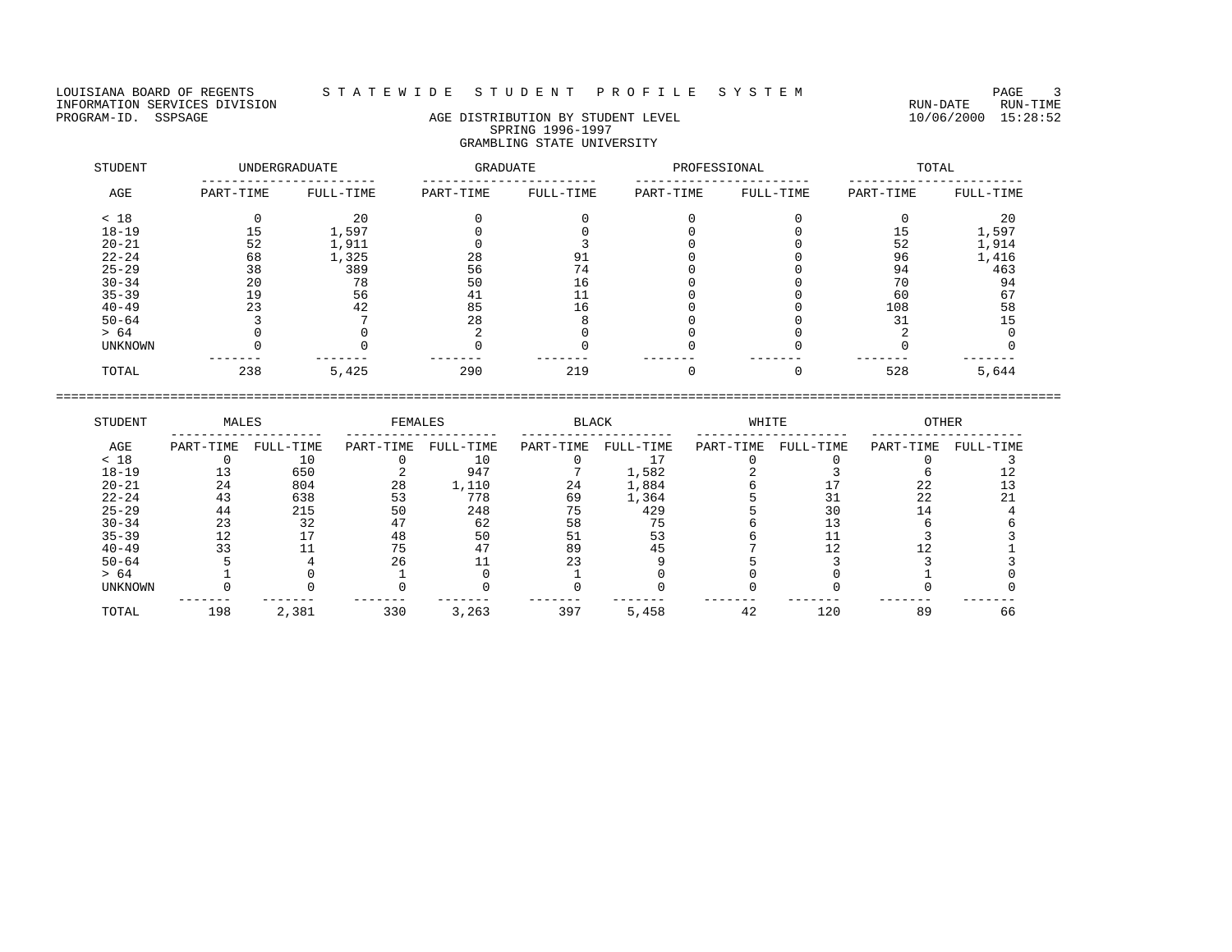LOUISIANA BOARD OF REGENTS — STATEWIDE STUDENT PROFILE SYSTEM
INFORMATION SERVICES DIVISION — RUN-DATE 10/06/2000 RUN-TIME 15:28:52
PROGRAM-ID. SSPSAGE

## AGE DISTRIBUTION BY STUDENT LEVEL
### SPRING 1996-1997
### GRAMBLING STATE UNIVERSITY

| STUDENT | UNDERGRADUATE | | GRADUATE | | PROFESSIONAL | | TOTAL | |
|---|---|---|---|---|---|---|---|---|
| AGE | PART-TIME | FULL-TIME | PART-TIME | FULL-TIME | PART-TIME | FULL-TIME | PART-TIME | FULL-TIME |
| < 18 | 0 | 20 | 0 | 0 | 0 | 0 | 0 | 20 |
| 18-19 | 15 | 1,597 | 0 | 0 | 0 | 0 | 15 | 1,597 |
| 20-21 | 52 | 1,911 | 0 | 3 | 0 | 0 | 52 | 1,914 |
| 22-24 | 68 | 1,325 | 28 | 91 | 0 | 0 | 96 | 1,416 |
| 25-29 | 38 | 389 | 56 | 74 | 0 | 0 | 94 | 463 |
| 30-34 | 20 | 78 | 50 | 16 | 0 | 0 | 70 | 94 |
| 35-39 | 19 | 56 | 41 | 11 | 0 | 0 | 60 | 67 |
| 40-49 | 23 | 42 | 85 | 16 | 0 | 0 | 108 | 58 |
| 50-64 | 3 | 7 | 28 | 8 | 0 | 0 | 31 | 15 |
| > 64 | 0 | 0 | 2 | 0 | 0 | 0 | 2 | 0 |
| UNKNOWN | 0 | 0 | 0 | 0 | 0 | 0 | 0 | 0 |
| TOTAL | 238 | 5,425 | 290 | 219 | 0 | 0 | 528 | 5,644 |

| STUDENT | MALES | | FEMALES | | BLACK | | WHITE | | OTHER | |
|---|---|---|---|---|---|---|---|---|---|---|
| AGE | PART-TIME | FULL-TIME | PART-TIME | FULL-TIME | PART-TIME | FULL-TIME | PART-TIME | FULL-TIME | PART-TIME | FULL-TIME |
| < 18 | 0 | 10 | 0 | 10 | 0 | 17 | 0 | 0 | 0 | 3 |
| 18-19 | 13 | 650 | 2 | 947 | 7 | 1,582 | 2 | 3 | 6 | 12 |
| 20-21 | 24 | 804 | 28 | 1,110 | 24 | 1,884 | 6 | 17 | 22 | 13 |
| 22-24 | 43 | 638 | 53 | 778 | 69 | 1,364 | 5 | 31 | 22 | 21 |
| 25-29 | 44 | 215 | 50 | 248 | 75 | 429 | 5 | 30 | 14 | 4 |
| 30-34 | 23 | 32 | 47 | 62 | 58 | 75 | 6 | 13 | 6 | 6 |
| 35-39 | 12 | 17 | 48 | 50 | 51 | 53 | 6 | 11 | 3 | 3 |
| 40-49 | 33 | 11 | 75 | 47 | 89 | 45 | 7 | 12 | 12 | 1 |
| 50-64 | 5 | 4 | 26 | 11 | 23 | 9 | 5 | 3 | 3 | 3 |
| > 64 | 1 | 0 | 1 | 0 | 1 | 0 | 0 | 0 | 1 | 0 |
| UNKNOWN | 0 | 0 | 0 | 0 | 0 | 0 | 0 | 0 | 0 | 0 |
| TOTAL | 198 | 2,381 | 330 | 3,263 | 397 | 5,458 | 42 | 120 | 89 | 66 |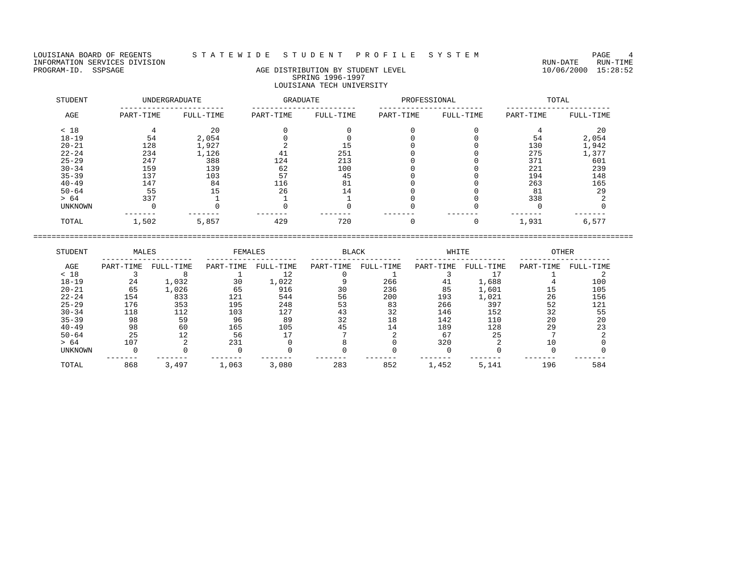LOUISIANA BOARD OF REGENTS — S T A T E W I D E   S T U D E N T   P R O F I L E   S Y S T E M

INFORMATION SERVICES DIVISION — RUN-DATE 10/06/2000 RUN-TIME 15:28:52

PROGRAM-ID. SSPSAGE

## AGE DISTRIBUTION BY STUDENT LEVEL
### SPRING 1996-1997
### LOUISIANA TECH UNIVERSITY

| STUDENT | UNDERGRADUATE | | GRADUATE | | PROFESSIONAL | | TOTAL | |
|---|---|---|---|---|---|---|---|---|
| AGE | PART-TIME | FULL-TIME | PART-TIME | FULL-TIME | PART-TIME | FULL-TIME | PART-TIME | FULL-TIME |
| < 18 | 4 | 20 | 0 | 0 | 0 | 0 | 4 | 20 |
| 18-19 | 54 | 2,054 | 0 | 0 | 0 | 0 | 54 | 2,054 |
| 20-21 | 128 | 1,927 | 2 | 15 | 0 | 0 | 130 | 1,942 |
| 22-24 | 234 | 1,126 | 41 | 251 | 0 | 0 | 275 | 1,377 |
| 25-29 | 247 | 388 | 124 | 213 | 0 | 0 | 371 | 601 |
| 30-34 | 159 | 139 | 62 | 100 | 0 | 0 | 221 | 239 |
| 35-39 | 137 | 103 | 57 | 45 | 0 | 0 | 194 | 148 |
| 40-49 | 147 | 84 | 116 | 81 | 0 | 0 | 263 | 165 |
| 50-64 | 55 | 15 | 26 | 14 | 0 | 0 | 81 | 29 |
| > 64 | 337 | 1 | 1 | 1 | 0 | 0 | 338 | 2 |
| UNKNOWN | 0 | 0 | 0 | 0 | 0 | 0 | 0 | 0 |
| TOTAL | 1,502 | 5,857 | 429 | 720 | 0 | 0 | 1,931 | 6,577 |

| STUDENT | MALES | | FEMALES | | BLACK | | WHITE | | OTHER | |
|---|---|---|---|---|---|---|---|---|---|---|
| AGE | PART-TIME | FULL-TIME | PART-TIME | FULL-TIME | PART-TIME | FULL-TIME | PART-TIME | FULL-TIME | PART-TIME | FULL-TIME |
| < 18 | 3 | 8 | 1 | 12 | 0 | 1 | 3 | 17 | 1 | 2 |
| 18-19 | 24 | 1,032 | 30 | 1,022 | 9 | 266 | 41 | 1,688 | 4 | 100 |
| 20-21 | 65 | 1,026 | 65 | 916 | 30 | 236 | 85 | 1,601 | 15 | 105 |
| 22-24 | 154 | 833 | 121 | 544 | 56 | 200 | 193 | 1,021 | 26 | 156 |
| 25-29 | 176 | 353 | 195 | 248 | 53 | 83 | 266 | 397 | 52 | 121 |
| 30-34 | 118 | 112 | 103 | 127 | 43 | 32 | 146 | 152 | 32 | 55 |
| 35-39 | 98 | 59 | 96 | 89 | 32 | 18 | 142 | 110 | 20 | 20 |
| 40-49 | 98 | 60 | 165 | 105 | 45 | 14 | 189 | 128 | 29 | 23 |
| 50-64 | 25 | 12 | 56 | 17 | 7 | 2 | 67 | 25 | 7 | 2 |
| > 64 | 107 | 2 | 231 | 0 | 8 | 0 | 320 | 2 | 10 | 0 |
| UNKNOWN | 0 | 0 | 0 | 0 | 0 | 0 | 0 | 0 | 0 | 0 |
| TOTAL | 868 | 3,497 | 1,063 | 3,080 | 283 | 852 | 1,452 | 5,141 | 196 | 584 |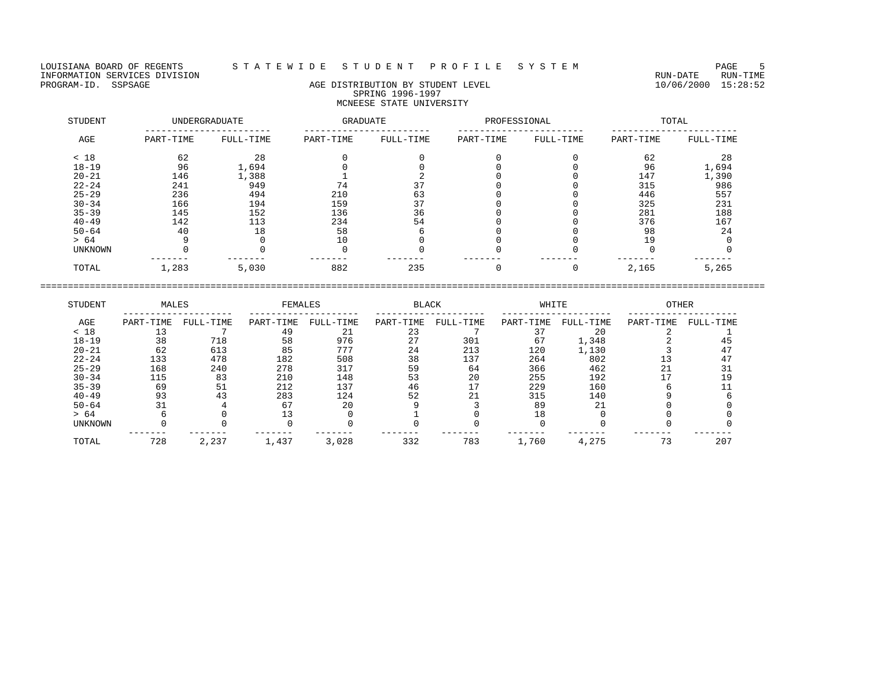LOUISIANA BOARD OF REGENTS — STATEWIDE STUDENT PROFILE SYSTEM
INFORMATION SERVICES DIVISION — RUN-DATE 10/06/2000 RUN-TIME 15:28:52
PROGRAM-ID. SSPSAGE

## AGE DISTRIBUTION BY STUDENT LEVEL
### SPRING 1996-1997
### MCNEESE STATE UNIVERSITY

| STUDENT | UNDERGRADUATE | | GRADUATE | | PROFESSIONAL | | TOTAL | |
|---|---|---|---|---|---|---|---|---|
| AGE | PART-TIME | FULL-TIME | PART-TIME | FULL-TIME | PART-TIME | FULL-TIME | PART-TIME | FULL-TIME |
| < 18 | 62 | 28 | 0 | 0 | 0 | 0 | 62 | 28 |
| 18-19 | 96 | 1,694 | 0 | 0 | 0 | 0 | 96 | 1,694 |
| 20-21 | 146 | 1,388 | 1 | 2 | 0 | 0 | 147 | 1,390 |
| 22-24 | 241 | 949 | 74 | 37 | 0 | 0 | 315 | 986 |
| 25-29 | 236 | 494 | 210 | 63 | 0 | 0 | 446 | 557 |
| 30-34 | 166 | 194 | 159 | 37 | 0 | 0 | 325 | 231 |
| 35-39 | 145 | 152 | 136 | 36 | 0 | 0 | 281 | 188 |
| 40-49 | 142 | 113 | 234 | 54 | 0 | 0 | 376 | 167 |
| 50-64 | 40 | 18 | 58 | 6 | 0 | 0 | 98 | 24 |
| > 64 | 9 | 0 | 10 | 0 | 0 | 0 | 19 | 0 |
| UNKNOWN | 0 | 0 | 0 | 0 | 0 | 0 | 0 | 0 |
| TOTAL | 1,283 | 5,030 | 882 | 235 | 0 | 0 | 2,165 | 5,265 |

| STUDENT | MALES | | FEMALES | | BLACK | | WHITE | | OTHER | |
|---|---|---|---|---|---|---|---|---|---|---|
| AGE | PART-TIME | FULL-TIME | PART-TIME | FULL-TIME | PART-TIME | FULL-TIME | PART-TIME | FULL-TIME | PART-TIME | FULL-TIME |
| < 18 | 13 | 7 | 49 | 21 | 23 | 7 | 37 | 20 | 2 | 1 |
| 18-19 | 38 | 718 | 58 | 976 | 27 | 301 | 67 | 1,348 | 2 | 45 |
| 20-21 | 62 | 613 | 85 | 777 | 24 | 213 | 120 | 1,130 | 3 | 47 |
| 22-24 | 133 | 478 | 182 | 508 | 38 | 137 | 264 | 802 | 13 | 47 |
| 25-29 | 168 | 240 | 278 | 317 | 59 | 64 | 366 | 462 | 21 | 31 |
| 30-34 | 115 | 83 | 210 | 148 | 53 | 20 | 255 | 192 | 17 | 19 |
| 35-39 | 69 | 51 | 212 | 137 | 46 | 17 | 229 | 160 | 6 | 11 |
| 40-49 | 93 | 43 | 283 | 124 | 52 | 21 | 315 | 140 | 9 | 6 |
| 50-64 | 31 | 4 | 67 | 20 | 9 | 3 | 89 | 21 | 0 | 0 |
| > 64 | 6 | 0 | 13 | 0 | 1 | 0 | 18 | 0 | 0 | 0 |
| UNKNOWN | 0 | 0 | 0 | 0 | 0 | 0 | 0 | 0 | 0 | 0 |
| TOTAL | 728 | 2,237 | 1,437 | 3,028 | 332 | 783 | 1,760 | 4,275 | 73 | 207 |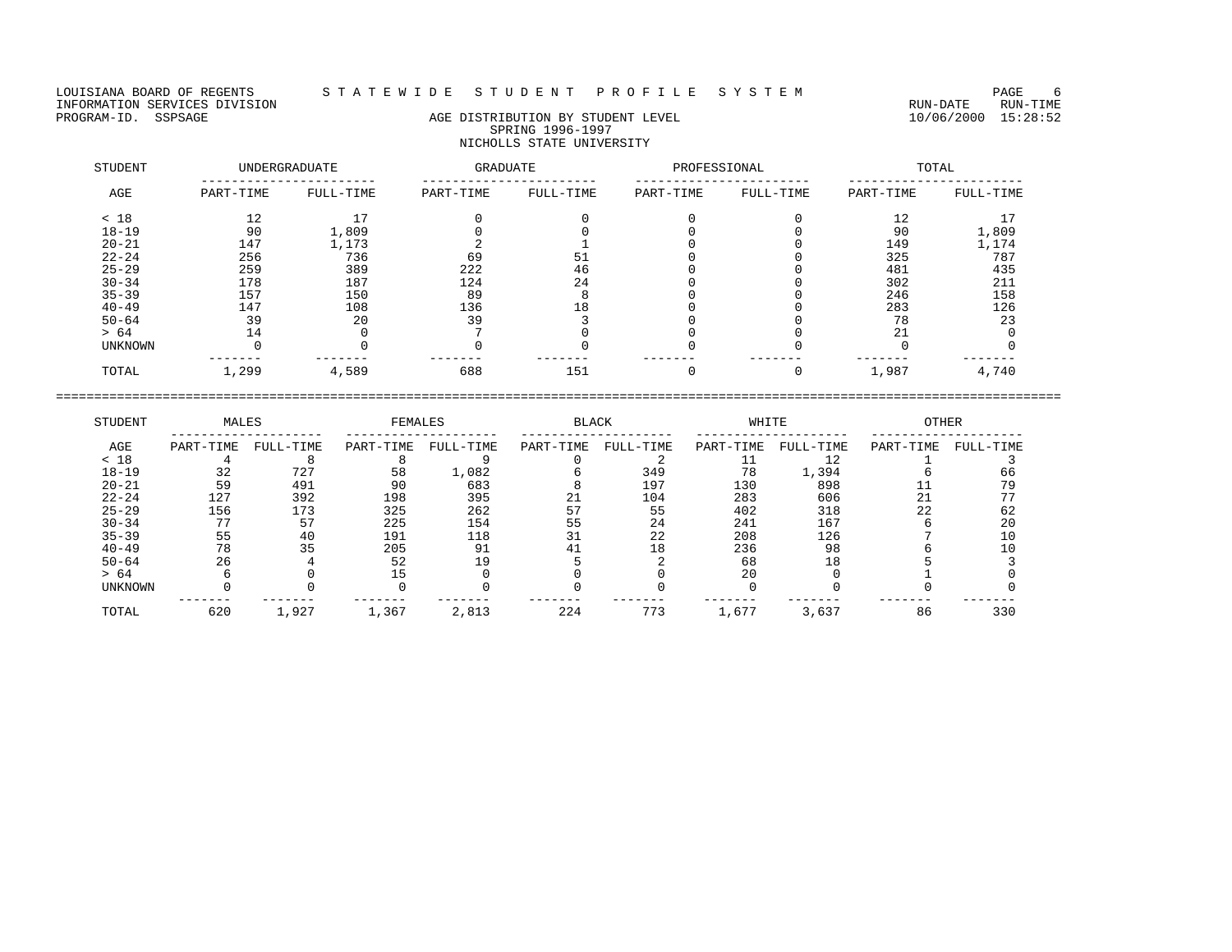LOUISIANA BOARD OF REGENTS — STATEWIDE STUDENT PROFILE SYSTEM

INFORMATION SERVICES DIVISION — RUN-DATE 10/06/2000, RUN-TIME 15:28:52

PROGRAM-ID. SSPSAGE

## AGE DISTRIBUTION BY STUDENT LEVEL
### SPRING 1996-1997
### NICHOLLS STATE UNIVERSITY

| STUDENT | UNDERGRADUATE | | GRADUATE | | PROFESSIONAL | | TOTAL | |
|---|---|---|---|---|---|---|---|---|
| AGE | PART-TIME | FULL-TIME | PART-TIME | FULL-TIME | PART-TIME | FULL-TIME | PART-TIME | FULL-TIME |
| < 18 | 12 | 17 | 0 | 0 | 0 | 0 | 12 | 17 |
| 18-19 | 90 | 1,809 | 0 | 0 | 0 | 0 | 90 | 1,809 |
| 20-21 | 147 | 1,173 | 2 | 1 | 0 | 0 | 149 | 1,174 |
| 22-24 | 256 | 736 | 69 | 51 | 0 | 0 | 325 | 787 |
| 25-29 | 259 | 389 | 222 | 46 | 0 | 0 | 481 | 435 |
| 30-34 | 178 | 187 | 124 | 24 | 0 | 0 | 302 | 211 |
| 35-39 | 157 | 150 | 89 | 8 | 0 | 0 | 246 | 158 |
| 40-49 | 147 | 108 | 136 | 18 | 0 | 0 | 283 | 126 |
| 50-64 | 39 | 20 | 39 | 3 | 0 | 0 | 78 | 23 |
| > 64 | 14 | 0 | 7 | 0 | 0 | 0 | 21 | 0 |
| UNKNOWN | 0 | 0 | 0 | 0 | 0 | 0 | 0 | 0 |
| TOTAL | 1,299 | 4,589 | 688 | 151 | 0 | 0 | 1,987 | 4,740 |

| STUDENT | MALES | | FEMALES | | BLACK | | WHITE | | OTHER | |
|---|---|---|---|---|---|---|---|---|---|---|
| AGE | PART-TIME | FULL-TIME | PART-TIME | FULL-TIME | PART-TIME | FULL-TIME | PART-TIME | FULL-TIME | PART-TIME | FULL-TIME |
| < 18 | 4 | 8 | 8 | 9 | 0 | 2 | 11 | 12 | 1 | 3 |
| 18-19 | 32 | 727 | 58 | 1,082 | 6 | 349 | 78 | 1,394 | 6 | 66 |
| 20-21 | 59 | 491 | 90 | 683 | 8 | 197 | 130 | 898 | 11 | 79 |
| 22-24 | 127 | 392 | 198 | 395 | 21 | 104 | 283 | 606 | 21 | 77 |
| 25-29 | 156 | 173 | 325 | 262 | 57 | 55 | 402 | 318 | 22 | 62 |
| 30-34 | 77 | 57 | 225 | 154 | 55 | 24 | 241 | 167 | 6 | 20 |
| 35-39 | 55 | 40 | 191 | 118 | 31 | 22 | 208 | 126 | 7 | 10 |
| 40-49 | 78 | 35 | 205 | 91 | 41 | 18 | 236 | 98 | 6 | 10 |
| 50-64 | 26 | 4 | 52 | 19 | 5 | 2 | 68 | 18 | 5 | 3 |
| > 64 | 6 | 0 | 15 | 0 | 0 | 0 | 20 | 0 | 1 | 0 |
| UNKNOWN | 0 | 0 | 0 | 0 | 0 | 0 | 0 | 0 | 0 | 0 |
| TOTAL | 620 | 1,927 | 1,367 | 2,813 | 224 | 773 | 1,677 | 3,637 | 86 | 330 |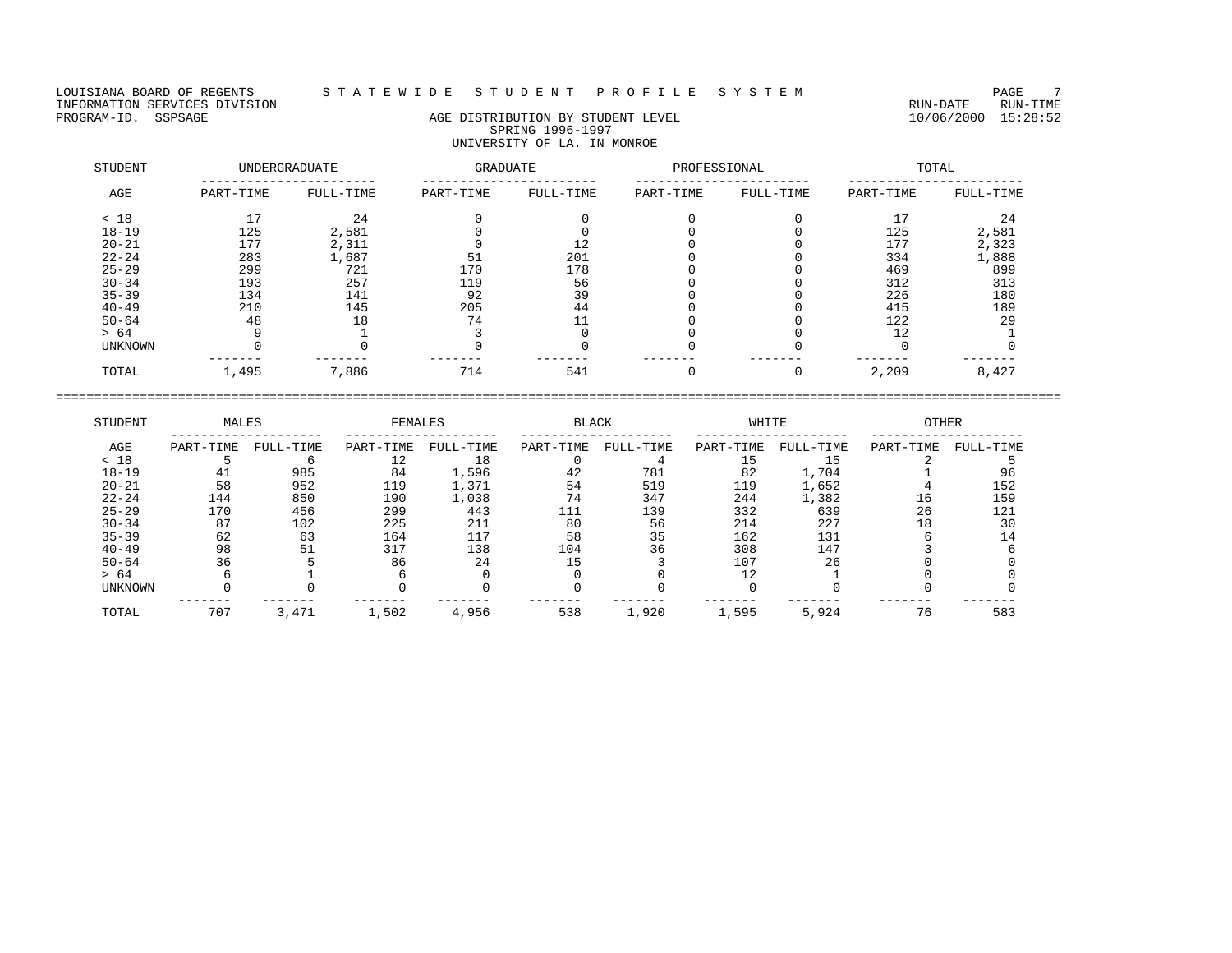LOUISIANA BOARD OF REGENTS — STATEWIDE STUDENT PROFILE SYSTEM
INFORMATION SERVICES DIVISION — RUN-DATE 10/06/2000 RUN-TIME 15:28:52
PROGRAM-ID. SSPSAGE

## AGE DISTRIBUTION BY STUDENT LEVEL
### SPRING 1996-1997
### UNIVERSITY OF LA. IN MONROE

| STUDENT AGE | UNDERGRADUATE | | GRADUATE | | PROFESSIONAL | | TOTAL | |
|---|---|---|---|---|---|---|---|---|
| | PART-TIME | FULL-TIME | PART-TIME | FULL-TIME | PART-TIME | FULL-TIME | PART-TIME | FULL-TIME |
| < 18 | 17 | 24 | 0 | 0 | 0 | 0 | 17 | 24 |
| 18-19 | 125 | 2,581 | 0 | 0 | 0 | 0 | 125 | 2,581 |
| 20-21 | 177 | 2,311 | 0 | 12 | 0 | 0 | 177 | 2,323 |
| 22-24 | 283 | 1,687 | 51 | 201 | 0 | 0 | 334 | 1,888 |
| 25-29 | 299 | 721 | 170 | 178 | 0 | 0 | 469 | 899 |
| 30-34 | 193 | 257 | 119 | 56 | 0 | 0 | 312 | 313 |
| 35-39 | 134 | 141 | 92 | 39 | 0 | 0 | 226 | 180 |
| 40-49 | 210 | 145 | 205 | 44 | 0 | 0 | 415 | 189 |
| 50-64 | 48 | 18 | 74 | 11 | 0 | 0 | 122 | 29 |
| > 64 | 9 | 1 | 3 | 0 | 0 | 0 | 12 | 1 |
| UNKNOWN | 0 | 0 | 0 | 0 | 0 | 0 | 0 | 0 |
| TOTAL | 1,495 | 7,886 | 714 | 541 | 0 | 0 | 2,209 | 8,427 |

| STUDENT AGE | MALES | | FEMALES | | BLACK | | WHITE | | OTHER | |
|---|---|---|---|---|---|---|---|---|---|---|
| | PART-TIME | FULL-TIME | PART-TIME | FULL-TIME | PART-TIME | FULL-TIME | PART-TIME | FULL-TIME | PART-TIME | FULL-TIME |
| < 18 | 5 | 6 | 12 | 18 | 0 | 4 | 15 | 15 | 2 | 5 |
| 18-19 | 41 | 985 | 84 | 1,596 | 42 | 781 | 82 | 1,704 | 1 | 96 |
| 20-21 | 58 | 952 | 119 | 1,371 | 54 | 519 | 119 | 1,652 | 4 | 152 |
| 22-24 | 144 | 850 | 190 | 1,038 | 74 | 347 | 244 | 1,382 | 16 | 159 |
| 25-29 | 170 | 456 | 299 | 443 | 111 | 139 | 332 | 639 | 26 | 121 |
| 30-34 | 87 | 102 | 225 | 211 | 80 | 56 | 214 | 227 | 18 | 30 |
| 35-39 | 62 | 63 | 164 | 117 | 58 | 35 | 162 | 131 | 6 | 14 |
| 40-49 | 98 | 51 | 317 | 138 | 104 | 36 | 308 | 147 | 3 | 6 |
| 50-64 | 36 | 5 | 86 | 24 | 15 | 3 | 107 | 26 | 0 | 0 |
| > 64 | 6 | 1 | 6 | 0 | 0 | 0 | 12 | 1 | 0 | 0 |
| UNKNOWN | 0 | 0 | 0 | 0 | 0 | 0 | 0 | 0 | 0 | 0 |
| TOTAL | 707 | 3,471 | 1,502 | 4,956 | 538 | 1,920 | 1,595 | 5,924 | 76 | 583 |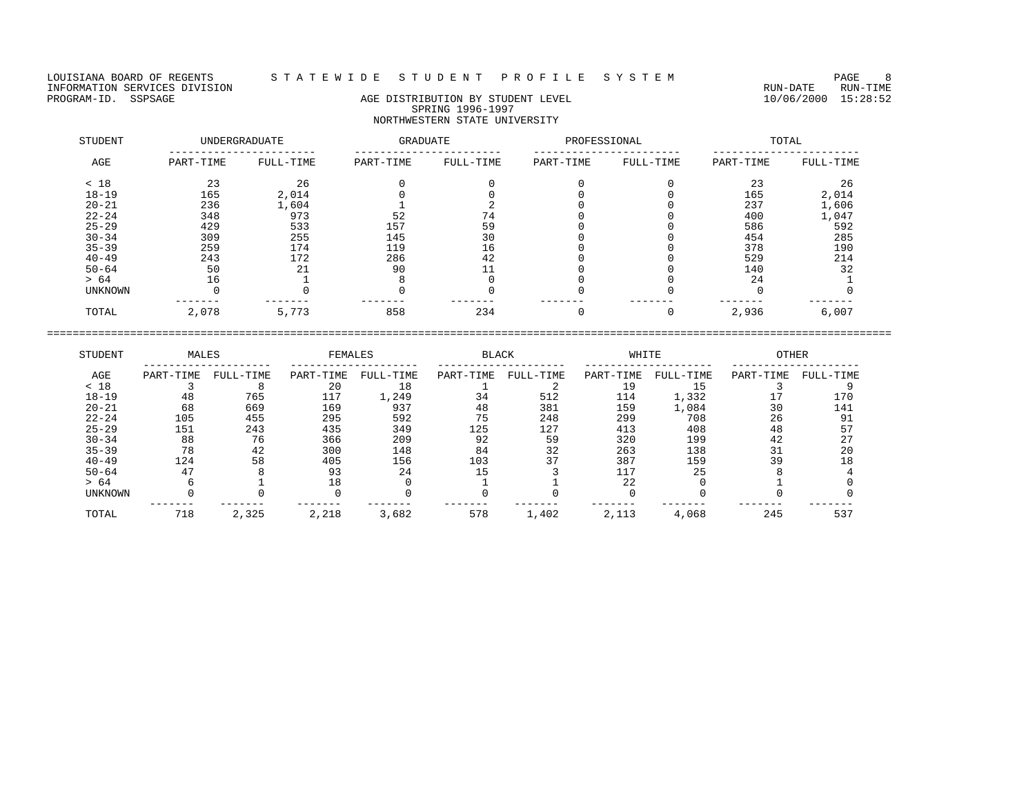LOUISIANA BOARD OF REGENTS — STATEWIDE STUDENT PROFILE SYSTEM

INFORMATION SERVICES DIVISION — RUN-DATE 10/06/2000 RUN-TIME 15:28:52

PROGRAM-ID. SSPSAGE

## AGE DISTRIBUTION BY STUDENT LEVEL
### SPRING 1996-1997
### NORTHWESTERN STATE UNIVERSITY

| STUDENT | UNDERGRADUATE | | GRADUATE | | PROFESSIONAL | | TOTAL | |
|---|---|---|---|---|---|---|---|---|
| AGE | PART-TIME | FULL-TIME | PART-TIME | FULL-TIME | PART-TIME | FULL-TIME | PART-TIME | FULL-TIME |
| < 18 | 23 | 26 | 0 | 0 | 0 | 0 | 23 | 26 |
| 18-19 | 165 | 2,014 | 0 | 0 | 0 | 0 | 165 | 2,014 |
| 20-21 | 236 | 1,604 | 1 | 2 | 0 | 0 | 237 | 1,606 |
| 22-24 | 348 | 973 | 52 | 74 | 0 | 0 | 400 | 1,047 |
| 25-29 | 429 | 533 | 157 | 59 | 0 | 0 | 586 | 592 |
| 30-34 | 309 | 255 | 145 | 30 | 0 | 0 | 454 | 285 |
| 35-39 | 259 | 174 | 119 | 16 | 0 | 0 | 378 | 190 |
| 40-49 | 243 | 172 | 286 | 42 | 0 | 0 | 529 | 214 |
| 50-64 | 50 | 21 | 90 | 11 | 0 | 0 | 140 | 32 |
| > 64 | 16 | 1 | 8 | 0 | 0 | 0 | 24 | 1 |
| UNKNOWN | 0 | 0 | 0 | 0 | 0 | 0 | 0 | 0 |
| TOTAL | 2,078 | 5,773 | 858 | 234 | 0 | 0 | 2,936 | 6,007 |

| STUDENT | MALES | | FEMALES | | BLACK | | WHITE | | OTHER | |
|---|---|---|---|---|---|---|---|---|---|---|
| AGE | PART-TIME | FULL-TIME | PART-TIME | FULL-TIME | PART-TIME | FULL-TIME | PART-TIME | FULL-TIME | PART-TIME | FULL-TIME |
| < 18 | 3 | 8 | 20 | 18 | 1 | 2 | 19 | 15 | 3 | 9 |
| 18-19 | 48 | 765 | 117 | 1,249 | 34 | 512 | 114 | 1,332 | 17 | 170 |
| 20-21 | 68 | 669 | 169 | 937 | 48 | 381 | 159 | 1,084 | 30 | 141 |
| 22-24 | 105 | 455 | 295 | 592 | 75 | 248 | 299 | 708 | 26 | 91 |
| 25-29 | 151 | 243 | 435 | 349 | 125 | 127 | 413 | 408 | 48 | 57 |
| 30-34 | 88 | 76 | 366 | 209 | 92 | 59 | 320 | 199 | 42 | 27 |
| 35-39 | 78 | 42 | 300 | 148 | 84 | 32 | 263 | 138 | 31 | 20 |
| 40-49 | 124 | 58 | 405 | 156 | 103 | 37 | 387 | 159 | 39 | 18 |
| 50-64 | 47 | 8 | 93 | 24 | 15 | 3 | 117 | 25 | 8 | 4 |
| > 64 | 6 | 1 | 18 | 0 | 1 | 1 | 22 | 0 | 1 | 0 |
| UNKNOWN | 0 | 0 | 0 | 0 | 0 | 0 | 0 | 0 | 0 | 0 |
| TOTAL | 718 | 2,325 | 2,218 | 3,682 | 578 | 1,402 | 2,113 | 4,068 | 245 | 537 |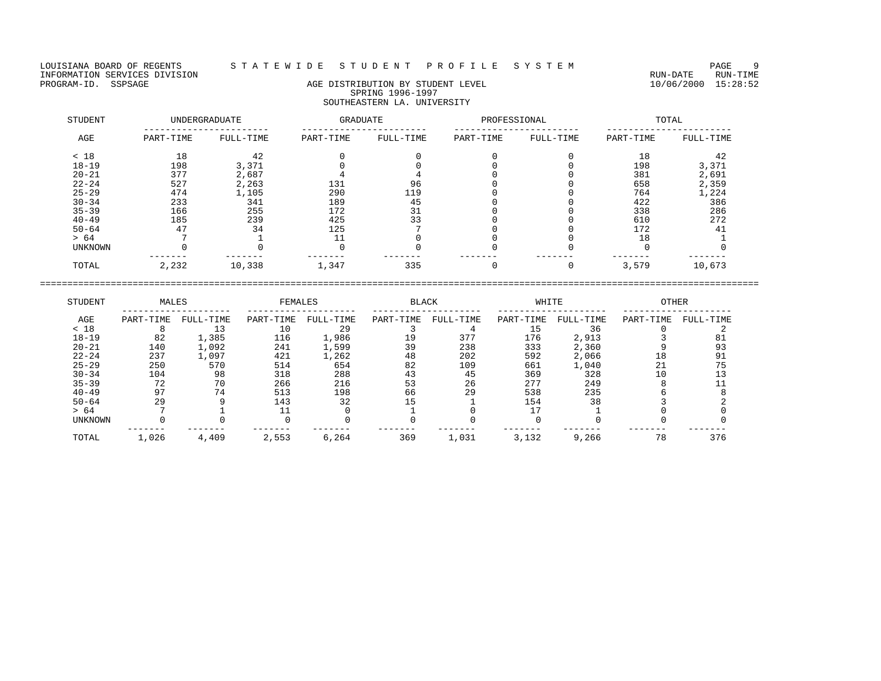LOUISIANA BOARD OF REGENTS — STATEWIDE STUDENT PROFILE SYSTEM
INFORMATION SERVICES DIVISION — RUN-DATE 10/06/2000, RUN-TIME 15:28:52
PROGRAM-ID. SSPSAGE

## AGE DISTRIBUTION BY STUDENT LEVEL
### SPRING 1996-1997
### SOUTHEASTERN LA. UNIVERSITY

| STUDENT | UNDERGRADUATE | | GRADUATE | | PROFESSIONAL | | TOTAL | |
|---|---|---|---|---|---|---|---|---|
| AGE | PART-TIME | FULL-TIME | PART-TIME | FULL-TIME | PART-TIME | FULL-TIME | PART-TIME | FULL-TIME |
| < 18 | 18 | 42 | 0 | 0 | 0 | 0 | 18 | 42 |
| 18-19 | 198 | 3,371 | 0 | 0 | 0 | 0 | 198 | 3,371 |
| 20-21 | 377 | 2,687 | 4 | 4 | 0 | 0 | 381 | 2,691 |
| 22-24 | 527 | 2,263 | 131 | 96 | 0 | 0 | 658 | 2,359 |
| 25-29 | 474 | 1,105 | 290 | 119 | 0 | 0 | 764 | 1,224 |
| 30-34 | 233 | 341 | 189 | 45 | 0 | 0 | 422 | 386 |
| 35-39 | 166 | 255 | 172 | 31 | 0 | 0 | 338 | 286 |
| 40-49 | 185 | 239 | 425 | 33 | 0 | 0 | 610 | 272 |
| 50-64 | 47 | 34 | 125 | 7 | 0 | 0 | 172 | 41 |
| > 64 | 7 | 1 | 11 | 0 | 0 | 0 | 18 | 1 |
| UNKNOWN | 0 | 0 | 0 | 0 | 0 | 0 | 0 | 0 |
| TOTAL | 2,232 | 10,338 | 1,347 | 335 | 0 | 0 | 3,579 | 10,673 |

| STUDENT | MALES | | FEMALES | | BLACK | | WHITE | | OTHER | |
|---|---|---|---|---|---|---|---|---|---|---|
| AGE | PART-TIME | FULL-TIME | PART-TIME | FULL-TIME | PART-TIME | FULL-TIME | PART-TIME | FULL-TIME | PART-TIME | FULL-TIME |
| < 18 | 8 | 13 | 10 | 29 | 3 | 4 | 15 | 36 | 0 | 2 |
| 18-19 | 82 | 1,385 | 116 | 1,986 | 19 | 377 | 176 | 2,913 | 3 | 81 |
| 20-21 | 140 | 1,092 | 241 | 1,599 | 39 | 238 | 333 | 2,360 | 9 | 93 |
| 22-24 | 237 | 1,097 | 421 | 1,262 | 48 | 202 | 592 | 2,066 | 18 | 91 |
| 25-29 | 250 | 570 | 514 | 654 | 82 | 109 | 661 | 1,040 | 21 | 75 |
| 30-34 | 104 | 98 | 318 | 288 | 43 | 45 | 369 | 328 | 10 | 13 |
| 35-39 | 72 | 70 | 266 | 216 | 53 | 26 | 277 | 249 | 8 | 11 |
| 40-49 | 97 | 74 | 513 | 198 | 66 | 29 | 538 | 235 | 6 | 8 |
| 50-64 | 29 | 9 | 143 | 32 | 15 | 1 | 154 | 38 | 3 | 2 |
| > 64 | 7 | 1 | 11 | 0 | 1 | 0 | 17 | 1 | 0 | 0 |
| UNKNOWN | 0 | 0 | 0 | 0 | 0 | 0 | 0 | 0 | 0 | 0 |
| TOTAL | 1,026 | 4,409 | 2,553 | 6,264 | 369 | 1,031 | 3,132 | 9,266 | 78 | 376 |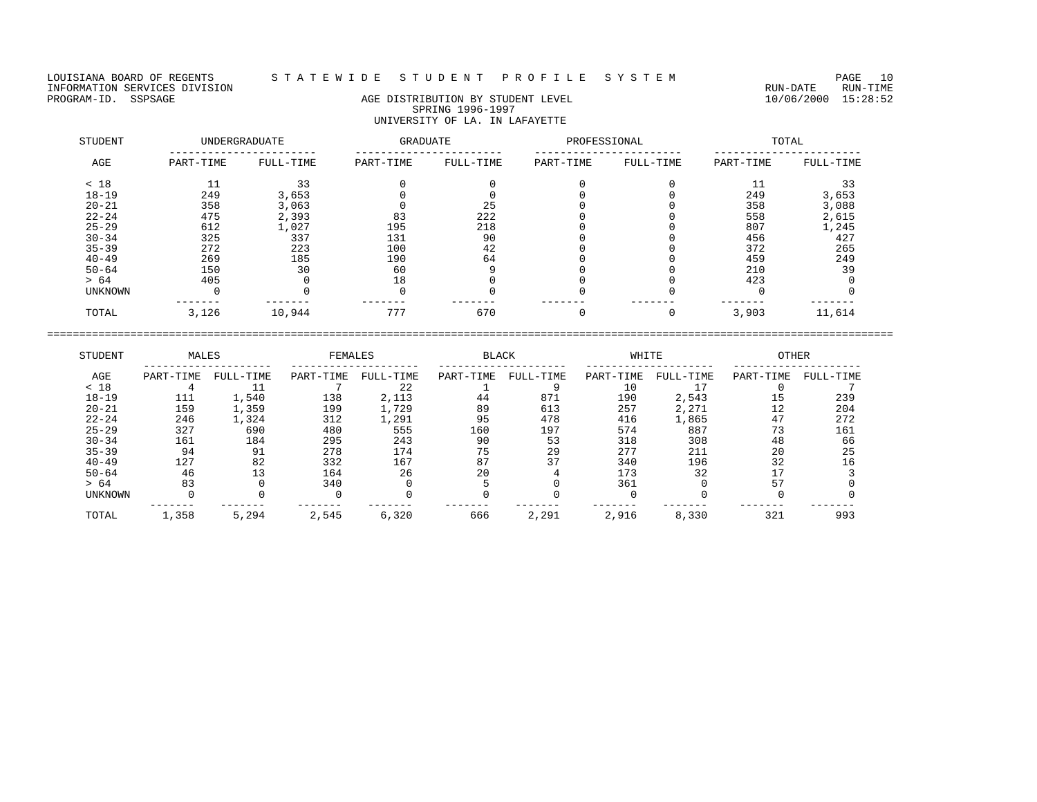LOUISIANA BOARD OF REGENTS — STATEWIDE STUDENT PROFILE SYSTEM
INFORMATION SERVICES DIVISION — RUN-DATE 10/06/2000 RUN-TIME 15:28:52
PROGRAM-ID. SSPSAGE

## AGE DISTRIBUTION BY STUDENT LEVEL
### SPRING 1996-1997
### UNIVERSITY OF LA. IN LAFAYETTE

| STUDENT | UNDERGRADUATE | | GRADUATE | | PROFESSIONAL | | TOTAL | |
|---|---|---|---|---|---|---|---|---|
| AGE | PART-TIME | FULL-TIME | PART-TIME | FULL-TIME | PART-TIME | FULL-TIME | PART-TIME | FULL-TIME |
| < 18 | 11 | 33 | 0 | 0 | 0 | 0 | 11 | 33 |
| 18-19 | 249 | 3,653 | 0 | 0 | 0 | 0 | 249 | 3,653 |
| 20-21 | 358 | 3,063 | 0 | 25 | 0 | 0 | 358 | 3,088 |
| 22-24 | 475 | 2,393 | 83 | 222 | 0 | 0 | 558 | 2,615 |
| 25-29 | 612 | 1,027 | 195 | 218 | 0 | 0 | 807 | 1,245 |
| 30-34 | 325 | 337 | 131 | 90 | 0 | 0 | 456 | 427 |
| 35-39 | 272 | 223 | 100 | 42 | 0 | 0 | 372 | 265 |
| 40-49 | 269 | 185 | 190 | 64 | 0 | 0 | 459 | 249 |
| 50-64 | 150 | 30 | 60 | 9 | 0 | 0 | 210 | 39 |
| > 64 | 405 | 0 | 18 | 0 | 0 | 0 | 423 | 0 |
| UNKNOWN | 0 | 0 | 0 | 0 | 0 | 0 | 0 | 0 |
| TOTAL | 3,126 | 10,944 | 777 | 670 | 0 | 0 | 3,903 | 11,614 |

| STUDENT | MALES | | FEMALES | | BLACK | | WHITE | | OTHER | |
|---|---|---|---|---|---|---|---|---|---|---|
| AGE | PART-TIME | FULL-TIME | PART-TIME | FULL-TIME | PART-TIME | FULL-TIME | PART-TIME | FULL-TIME | PART-TIME | FULL-TIME |
| < 18 | 4 | 11 | 7 | 22 | 1 | 9 | 10 | 17 | 0 | 7 |
| 18-19 | 111 | 1,540 | 138 | 2,113 | 44 | 871 | 190 | 2,543 | 15 | 239 |
| 20-21 | 159 | 1,359 | 199 | 1,729 | 89 | 613 | 257 | 2,271 | 12 | 204 |
| 22-24 | 246 | 1,324 | 312 | 1,291 | 95 | 478 | 416 | 1,865 | 47 | 272 |
| 25-29 | 327 | 690 | 480 | 555 | 160 | 197 | 574 | 887 | 73 | 161 |
| 30-34 | 161 | 184 | 295 | 243 | 90 | 53 | 318 | 308 | 48 | 66 |
| 35-39 | 94 | 91 | 278 | 174 | 75 | 29 | 277 | 211 | 20 | 25 |
| 40-49 | 127 | 82 | 332 | 167 | 87 | 37 | 340 | 196 | 32 | 16 |
| 50-64 | 46 | 13 | 164 | 26 | 20 | 4 | 173 | 32 | 17 | 3 |
| > 64 | 83 | 0 | 340 | 0 | 5 | 0 | 361 | 0 | 57 | 0 |
| UNKNOWN | 0 | 0 | 0 | 0 | 0 | 0 | 0 | 0 | 0 | 0 |
| TOTAL | 1,358 | 5,294 | 2,545 | 6,320 | 666 | 2,291 | 2,916 | 8,330 | 321 | 993 |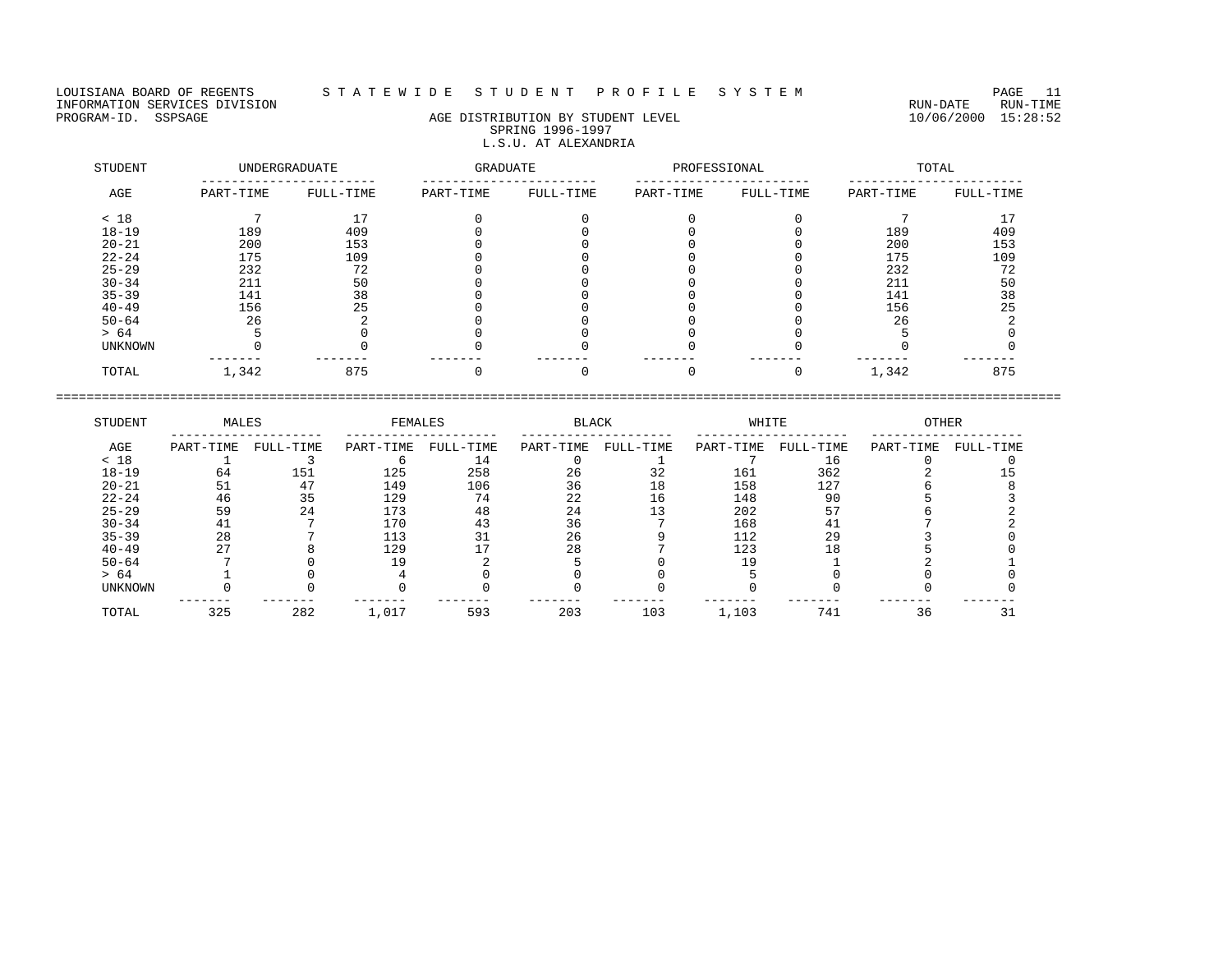LOUISIANA BOARD OF REGENTS — STATEWIDE STUDENT PROFILE SYSTEM

INFORMATION SERVICES DIVISION — RUN-DATE 10/06/2000, RUN-TIME 15:28:52

PROGRAM-ID. SSPSAGE

## AGE DISTRIBUTION BY STUDENT LEVEL
### SPRING 1996-1997
### L.S.U. AT ALEXANDRIA

| STUDENT | UNDERGRADUATE | | GRADUATE | | PROFESSIONAL | | TOTAL | |
|---|---|---|---|---|---|---|---|---|
| AGE | PART-TIME | FULL-TIME | PART-TIME | FULL-TIME | PART-TIME | FULL-TIME | PART-TIME | FULL-TIME |
| < 18 | 7 | 17 | 0 | 0 | 0 | 0 | 7 | 17 |
| 18-19 | 189 | 409 | 0 | 0 | 0 | 0 | 189 | 409 |
| 20-21 | 200 | 153 | 0 | 0 | 0 | 0 | 200 | 153 |
| 22-24 | 175 | 109 | 0 | 0 | 0 | 0 | 175 | 109 |
| 25-29 | 232 | 72 | 0 | 0 | 0 | 0 | 232 | 72 |
| 30-34 | 211 | 50 | 0 | 0 | 0 | 0 | 211 | 50 |
| 35-39 | 141 | 38 | 0 | 0 | 0 | 0 | 141 | 38 |
| 40-49 | 156 | 25 | 0 | 0 | 0 | 0 | 156 | 25 |
| 50-64 | 26 | 2 | 0 | 0 | 0 | 0 | 26 | 2 |
| > 64 | 5 | 0 | 0 | 0 | 0 | 0 | 5 | 0 |
| UNKNOWN | 0 | 0 | 0 | 0 | 0 | 0 | 0 | 0 |
| TOTAL | 1,342 | 875 | 0 | 0 | 0 | 0 | 1,342 | 875 |

| STUDENT | MALES | | FEMALES | | BLACK | | WHITE | | OTHER | |
|---|---|---|---|---|---|---|---|---|---|---|
| AGE | PART-TIME | FULL-TIME | PART-TIME | FULL-TIME | PART-TIME | FULL-TIME | PART-TIME | FULL-TIME | PART-TIME | FULL-TIME |
| < 18 | 1 | 3 | 6 | 14 | 0 | 1 | 7 | 16 | 0 | 0 |
| 18-19 | 64 | 151 | 125 | 258 | 26 | 32 | 161 | 362 | 2 | 15 |
| 20-21 | 51 | 47 | 149 | 106 | 36 | 18 | 158 | 127 | 6 | 8 |
| 22-24 | 46 | 35 | 129 | 74 | 22 | 16 | 148 | 90 | 5 | 3 |
| 25-29 | 59 | 24 | 173 | 48 | 24 | 13 | 202 | 57 | 6 | 2 |
| 30-34 | 41 | 7 | 170 | 43 | 36 | 7 | 168 | 41 | 7 | 2 |
| 35-39 | 28 | 7 | 113 | 31 | 26 | 9 | 112 | 29 | 3 | 0 |
| 40-49 | 27 | 8 | 129 | 17 | 28 | 7 | 123 | 18 | 5 | 0 |
| 50-64 | 7 | 0 | 19 | 2 | 5 | 0 | 19 | 1 | 2 | 1 |
| > 64 | 1 | 0 | 4 | 0 | 0 | 0 | 5 | 0 | 0 | 0 |
| UNKNOWN | 0 | 0 | 0 | 0 | 0 | 0 | 0 | 0 | 0 | 0 |
| TOTAL | 325 | 282 | 1,017 | 593 | 203 | 103 | 1,103 | 741 | 36 | 31 |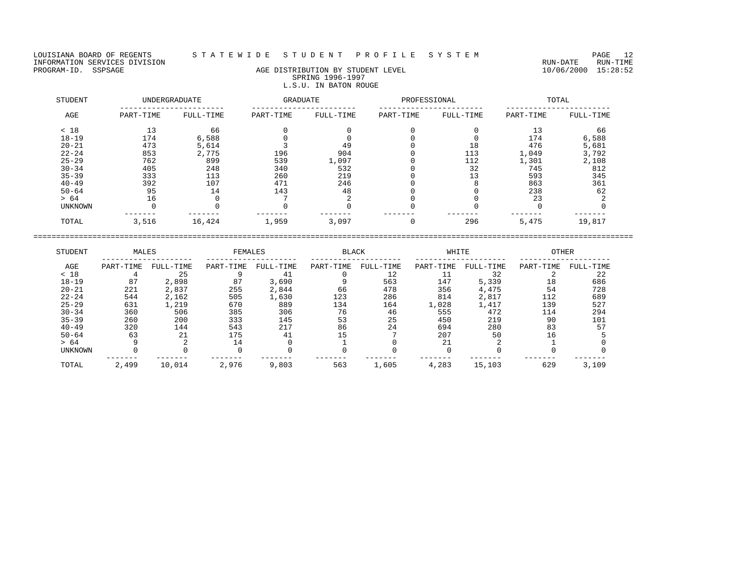LOUISIANA BOARD OF REGENTS — STATEWIDE STUDENT PROFILE SYSTEM
INFORMATION SERVICES DIVISION — RUN-DATE 10/06/2000 RUN-TIME 15:28:52
PROGRAM-ID. SSPSAGE

## AGE DISTRIBUTION BY STUDENT LEVEL
### SPRING 1996-1997
### L.S.U. IN BATON ROUGE

| STUDENT AGE | UNDERGRADUATE PART-TIME | UNDERGRADUATE FULL-TIME | GRADUATE PART-TIME | GRADUATE FULL-TIME | PROFESSIONAL PART-TIME | PROFESSIONAL FULL-TIME | TOTAL PART-TIME | TOTAL FULL-TIME |
|---|---|---|---|---|---|---|---|---|
| < 18 | 13 | 66 | 0 | 0 | 0 | 0 | 13 | 66 |
| 18-19 | 174 | 6,588 | 0 | 0 | 0 | 0 | 174 | 6,588 |
| 20-21 | 473 | 5,614 | 3 | 49 | 0 | 18 | 476 | 5,681 |
| 22-24 | 853 | 2,775 | 196 | 904 | 0 | 113 | 1,049 | 3,792 |
| 25-29 | 762 | 899 | 539 | 1,097 | 0 | 112 | 1,301 | 2,108 |
| 30-34 | 405 | 248 | 340 | 532 | 0 | 32 | 745 | 812 |
| 35-39 | 333 | 113 | 260 | 219 | 0 | 13 | 593 | 345 |
| 40-49 | 392 | 107 | 471 | 246 | 0 | 8 | 863 | 361 |
| 50-64 | 95 | 14 | 143 | 48 | 0 | 0 | 238 | 62 |
| > 64 | 16 | 0 | 7 | 2 | 0 | 0 | 23 | 2 |
| UNKNOWN | 0 | 0 | 0 | 0 | 0 | 0 | 0 | 0 |
| TOTAL | 3,516 | 16,424 | 1,959 | 3,097 | 0 | 296 | 5,475 | 19,817 |

| STUDENT AGE | MALES PART-TIME | MALES FULL-TIME | FEMALES PART-TIME | FEMALES FULL-TIME | BLACK PART-TIME | BLACK FULL-TIME | WHITE PART-TIME | WHITE FULL-TIME | OTHER PART-TIME | OTHER FULL-TIME |
|---|---|---|---|---|---|---|---|---|---|---|
| < 18 | 4 | 25 | 9 | 41 | 0 | 12 | 11 | 32 | 2 | 22 |
| 18-19 | 87 | 2,898 | 87 | 3,690 | 9 | 563 | 147 | 5,339 | 18 | 686 |
| 20-21 | 221 | 2,837 | 255 | 2,844 | 66 | 478 | 356 | 4,475 | 54 | 728 |
| 22-24 | 544 | 2,162 | 505 | 1,630 | 123 | 286 | 814 | 2,817 | 112 | 689 |
| 25-29 | 631 | 1,219 | 670 | 889 | 134 | 164 | 1,028 | 1,417 | 139 | 527 |
| 30-34 | 360 | 506 | 385 | 306 | 76 | 46 | 555 | 472 | 114 | 294 |
| 35-39 | 260 | 200 | 333 | 145 | 53 | 25 | 450 | 219 | 90 | 101 |
| 40-49 | 320 | 144 | 543 | 217 | 86 | 24 | 694 | 280 | 83 | 57 |
| 50-64 | 63 | 21 | 175 | 41 | 15 | 7 | 207 | 50 | 16 | 5 |
| > 64 | 9 | 2 | 14 | 0 | 1 | 0 | 21 | 2 | 1 | 0 |
| UNKNOWN | 0 | 0 | 0 | 0 | 0 | 0 | 0 | 0 | 0 | 0 |
| TOTAL | 2,499 | 10,014 | 2,976 | 9,803 | 563 | 1,605 | 4,283 | 15,103 | 629 | 3,109 |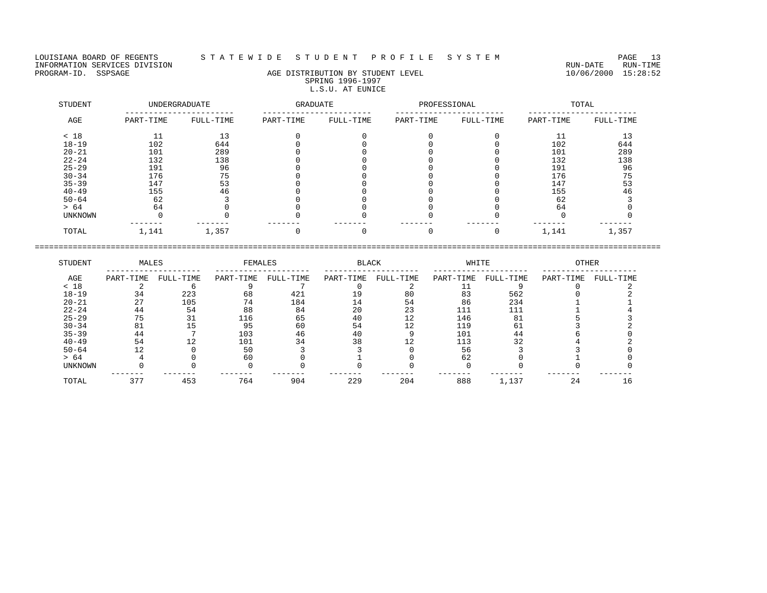LOUISIANA BOARD OF REGENTS — STATEWIDE STUDENT PROFILE SYSTEM
INFORMATION SERVICES DIVISION — RUN-DATE 10/06/2000 RUN-TIME 15:28:52
PROGRAM-ID. SSPSAGE

## AGE DISTRIBUTION BY STUDENT LEVEL
### SPRING 1996-1997
### L.S.U. AT EUNICE

| STUDENT | UNDERGRADUATE | | GRADUATE | | PROFESSIONAL | | TOTAL | |
|---|---|---|---|---|---|---|---|---|
| AGE | PART-TIME | FULL-TIME | PART-TIME | FULL-TIME | PART-TIME | FULL-TIME | PART-TIME | FULL-TIME |
| < 18 | 11 | 13 | 0 | 0 | 0 | 0 | 11 | 13 |
| 18-19 | 102 | 644 | 0 | 0 | 0 | 0 | 102 | 644 |
| 20-21 | 101 | 289 | 0 | 0 | 0 | 0 | 101 | 289 |
| 22-24 | 132 | 138 | 0 | 0 | 0 | 0 | 132 | 138 |
| 25-29 | 191 | 96 | 0 | 0 | 0 | 0 | 191 | 96 |
| 30-34 | 176 | 75 | 0 | 0 | 0 | 0 | 176 | 75 |
| 35-39 | 147 | 53 | 0 | 0 | 0 | 0 | 147 | 53 |
| 40-49 | 155 | 46 | 0 | 0 | 0 | 0 | 155 | 46 |
| 50-64 | 62 | 3 | 0 | 0 | 0 | 0 | 62 | 3 |
| > 64 | 64 | 0 | 0 | 0 | 0 | 0 | 64 | 0 |
| UNKNOWN | 0 | 0 | 0 | 0 | 0 | 0 | 0 | 0 |
| TOTAL | 1,141 | 1,357 | 0 | 0 | 0 | 0 | 1,141 | 1,357 |

| STUDENT | MALES | | FEMALES | | BLACK | | WHITE | | OTHER | |
|---|---|---|---|---|---|---|---|---|---|---|
| AGE | PART-TIME | FULL-TIME | PART-TIME | FULL-TIME | PART-TIME | FULL-TIME | PART-TIME | FULL-TIME | PART-TIME | FULL-TIME |
| < 18 | 2 | 6 | 9 | 7 | 0 | 2 | 11 | 9 | 0 | 2 |
| 18-19 | 34 | 223 | 68 | 421 | 19 | 80 | 83 | 562 | 0 | 2 |
| 20-21 | 27 | 105 | 74 | 184 | 14 | 54 | 86 | 234 | 1 | 1 |
| 22-24 | 44 | 54 | 88 | 84 | 20 | 23 | 111 | 111 | 1 | 4 |
| 25-29 | 75 | 31 | 116 | 65 | 40 | 12 | 146 | 81 | 5 | 3 |
| 30-34 | 81 | 15 | 95 | 60 | 54 | 12 | 119 | 61 | 3 | 2 |
| 35-39 | 44 | 7 | 103 | 46 | 40 | 9 | 101 | 44 | 6 | 0 |
| 40-49 | 54 | 12 | 101 | 34 | 38 | 12 | 113 | 32 | 4 | 2 |
| 50-64 | 12 | 0 | 50 | 3 | 3 | 0 | 56 | 3 | 3 | 0 |
| > 64 | 4 | 0 | 60 | 0 | 1 | 0 | 62 | 0 | 1 | 0 |
| UNKNOWN | 0 | 0 | 0 | 0 | 0 | 0 | 0 | 0 | 0 | 0 |
| TOTAL | 377 | 453 | 764 | 904 | 229 | 204 | 888 | 1,137 | 24 | 16 |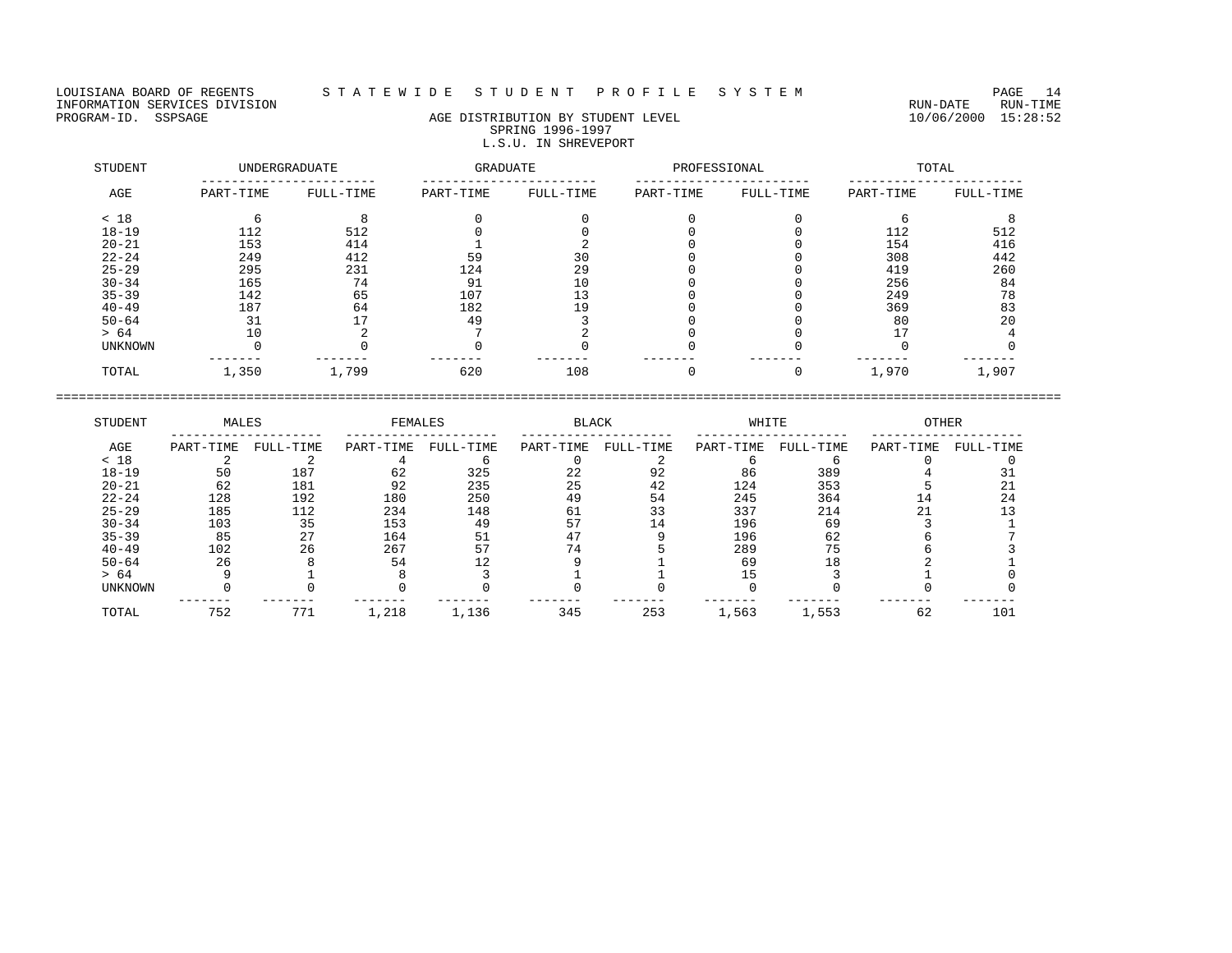LOUISIANA BOARD OF REGENTS — STATEWIDE STUDENT PROFILE SYSTEM
INFORMATION SERVICES DIVISION — RUN-DATE 10/06/2000 RUN-TIME 15:28:52
PROGRAM-ID. SSPSAGE

## AGE DISTRIBUTION BY STUDENT LEVEL
### SPRING 1996-1997
### L.S.U. IN SHREVEPORT

| STUDENT | UNDERGRADUATE | | GRADUATE | | PROFESSIONAL | | TOTAL | |
|---|---|---|---|---|---|---|---|---|
| AGE | PART-TIME | FULL-TIME | PART-TIME | FULL-TIME | PART-TIME | FULL-TIME | PART-TIME | FULL-TIME |
| < 18 | 6 | 8 | 0 | 0 | 0 | 0 | 6 | 8 |
| 18-19 | 112 | 512 | 0 | 0 | 0 | 0 | 112 | 512 |
| 20-21 | 153 | 414 | 1 | 2 | 0 | 0 | 154 | 416 |
| 22-24 | 249 | 412 | 59 | 30 | 0 | 0 | 308 | 442 |
| 25-29 | 295 | 231 | 124 | 29 | 0 | 0 | 419 | 260 |
| 30-34 | 165 | 74 | 91 | 10 | 0 | 0 | 256 | 84 |
| 35-39 | 142 | 65 | 107 | 13 | 0 | 0 | 249 | 78 |
| 40-49 | 187 | 64 | 182 | 19 | 0 | 0 | 369 | 83 |
| 50-64 | 31 | 17 | 49 | 3 | 0 | 0 | 80 | 20 |
| > 64 | 10 | 2 | 7 | 2 | 0 | 0 | 17 | 4 |
| UNKNOWN | 0 | 0 | 0 | 0 | 0 | 0 | 0 | 0 |
| TOTAL | 1,350 | 1,799 | 620 | 108 | 0 | 0 | 1,970 | 1,907 |

| STUDENT | MALES | | FEMALES | | BLACK | | WHITE | | OTHER | |
|---|---|---|---|---|---|---|---|---|---|---|
| AGE | PART-TIME | FULL-TIME | PART-TIME | FULL-TIME | PART-TIME | FULL-TIME | PART-TIME | FULL-TIME | PART-TIME | FULL-TIME |
| < 18 | 2 | 2 | 4 | 6 | 0 | 2 | 6 | 6 | 0 | 0 |
| 18-19 | 50 | 187 | 62 | 325 | 22 | 92 | 86 | 389 | 4 | 31 |
| 20-21 | 62 | 181 | 92 | 235 | 25 | 42 | 124 | 353 | 5 | 21 |
| 22-24 | 128 | 192 | 180 | 250 | 49 | 54 | 245 | 364 | 14 | 24 |
| 25-29 | 185 | 112 | 234 | 148 | 61 | 33 | 337 | 214 | 21 | 13 |
| 30-34 | 103 | 35 | 153 | 49 | 57 | 14 | 196 | 69 | 3 | 1 |
| 35-39 | 85 | 27 | 164 | 51 | 47 | 9 | 196 | 62 | 6 | 7 |
| 40-49 | 102 | 26 | 267 | 57 | 74 | 5 | 289 | 75 | 6 | 3 |
| 50-64 | 26 | 8 | 54 | 12 | 9 | 1 | 69 | 18 | 2 | 1 |
| > 64 | 9 | 1 | 8 | 3 | 1 | 1 | 15 | 3 | 1 | 0 |
| UNKNOWN | 0 | 0 | 0 | 0 | 0 | 0 | 0 | 0 | 0 | 0 |
| TOTAL | 752 | 771 | 1,218 | 1,136 | 345 | 253 | 1,563 | 1,553 | 62 | 101 |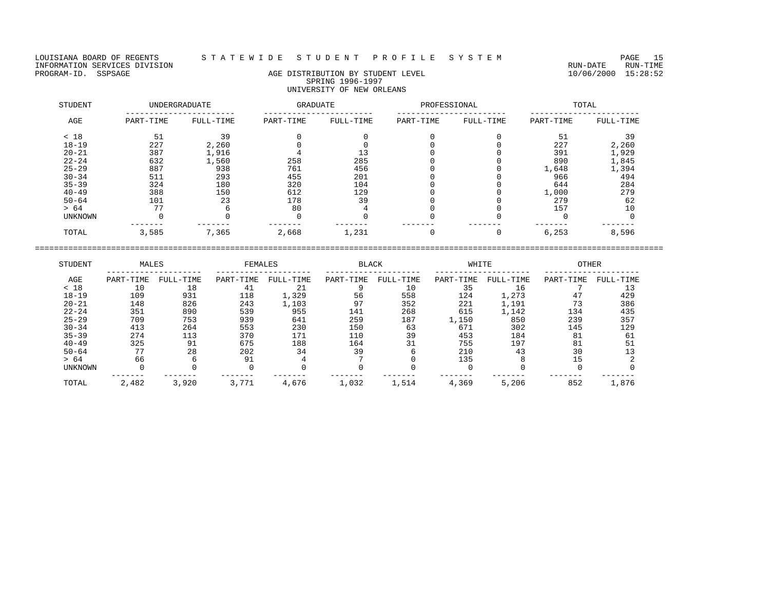LOUISIANA BOARD OF REGENTS — STATEWIDE STUDENT PROFILE SYSTEM
INFORMATION SERVICES DIVISION — RUN-DATE 10/06/2000 RUN-TIME 15:28:52
PROGRAM-ID. SSPSAGE

## AGE DISTRIBUTION BY STUDENT LEVEL
### SPRING 1996-1997
### UNIVERSITY OF NEW ORLEANS

| STUDENT | UNDERGRADUATE | | GRADUATE | | PROFESSIONAL | | TOTAL | |
|---|---|---|---|---|---|---|---|---|
| AGE | PART-TIME | FULL-TIME | PART-TIME | FULL-TIME | PART-TIME | FULL-TIME | PART-TIME | FULL-TIME |
| < 18 | 51 | 39 | 0 | 0 | 0 | 0 | 51 | 39 |
| 18-19 | 227 | 2,260 | 0 | 0 | 0 | 0 | 227 | 2,260 |
| 20-21 | 387 | 1,916 | 4 | 13 | 0 | 0 | 391 | 1,929 |
| 22-24 | 632 | 1,560 | 258 | 285 | 0 | 0 | 890 | 1,845 |
| 25-29 | 887 | 938 | 761 | 456 | 0 | 0 | 1,648 | 1,394 |
| 30-34 | 511 | 293 | 455 | 201 | 0 | 0 | 966 | 494 |
| 35-39 | 324 | 180 | 320 | 104 | 0 | 0 | 644 | 284 |
| 40-49 | 388 | 150 | 612 | 129 | 0 | 0 | 1,000 | 279 |
| 50-64 | 101 | 23 | 178 | 39 | 0 | 0 | 279 | 62 |
| > 64 | 77 | 6 | 80 | 4 | 0 | 0 | 157 | 10 |
| UNKNOWN | 0 | 0 | 0 | 0 | 0 | 0 | 0 | 0 |
| TOTAL | 3,585 | 7,365 | 2,668 | 1,231 | 0 | 0 | 6,253 | 8,596 |

| STUDENT | MALES | | FEMALES | | BLACK | | WHITE | | OTHER | |
|---|---|---|---|---|---|---|---|---|---|---|
| AGE | PART-TIME | FULL-TIME | PART-TIME | FULL-TIME | PART-TIME | FULL-TIME | PART-TIME | FULL-TIME | PART-TIME | FULL-TIME |
| < 18 | 10 | 18 | 41 | 21 | 9 | 10 | 35 | 16 | 7 | 13 |
| 18-19 | 109 | 931 | 118 | 1,329 | 56 | 558 | 124 | 1,273 | 47 | 429 |
| 20-21 | 148 | 826 | 243 | 1,103 | 97 | 352 | 221 | 1,191 | 73 | 386 |
| 22-24 | 351 | 890 | 539 | 955 | 141 | 268 | 615 | 1,142 | 134 | 435 |
| 25-29 | 709 | 753 | 939 | 641 | 259 | 187 | 1,150 | 850 | 239 | 357 |
| 30-34 | 413 | 264 | 553 | 230 | 150 | 63 | 671 | 302 | 145 | 129 |
| 35-39 | 274 | 113 | 370 | 171 | 110 | 39 | 453 | 184 | 81 | 61 |
| 40-49 | 325 | 91 | 675 | 188 | 164 | 31 | 755 | 197 | 81 | 51 |
| 50-64 | 77 | 28 | 202 | 34 | 39 | 6 | 210 | 43 | 30 | 13 |
| > 64 | 66 | 6 | 91 | 4 | 7 | 0 | 135 | 8 | 15 | 2 |
| UNKNOWN | 0 | 0 | 0 | 0 | 0 | 0 | 0 | 0 | 0 | 0 |
| TOTAL | 2,482 | 3,920 | 3,771 | 4,676 | 1,032 | 1,514 | 4,369 | 5,206 | 852 | 1,876 |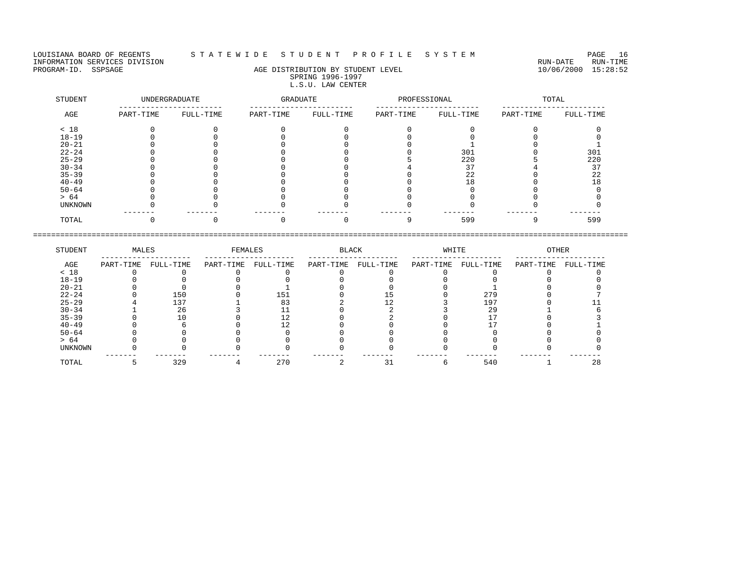LOUISIANA BOARD OF REGENTS — STATEWIDE STUDENT PROFILE SYSTEM

INFORMATION SERVICES DIVISION — RUN-DATE 10/06/2000, RUN-TIME 15:28:52

PROGRAM-ID. SSPSAGE

## AGE DISTRIBUTION BY STUDENT LEVEL
### SPRING 1996-1997
### L.S.U. LAW CENTER

| STUDENT | UNDERGRADUATE | | GRADUATE | | PROFESSIONAL | | TOTAL | |
|---|---|---|---|---|---|---|---|---|
| AGE | PART-TIME | FULL-TIME | PART-TIME | FULL-TIME | PART-TIME | FULL-TIME | PART-TIME | FULL-TIME |
| < 18 | 0 | 0 | 0 | 0 | 0 | 0 | 0 | 0 |
| 18-19 | 0 | 0 | 0 | 0 | 0 | 0 | 0 | 0 |
| 20-21 | 0 | 0 | 0 | 0 | 0 | 1 | 0 | 1 |
| 22-24 | 0 | 0 | 0 | 0 | 0 | 301 | 0 | 301 |
| 25-29 | 0 | 0 | 0 | 0 | 5 | 220 | 5 | 220 |
| 30-34 | 0 | 0 | 0 | 0 | 4 | 37 | 4 | 37 |
| 35-39 | 0 | 0 | 0 | 0 | 0 | 22 | 0 | 22 |
| 40-49 | 0 | 0 | 0 | 0 | 0 | 18 | 0 | 18 |
| 50-64 | 0 | 0 | 0 | 0 | 0 | 0 | 0 | 0 |
| > 64 | 0 | 0 | 0 | 0 | 0 | 0 | 0 | 0 |
| UNKNOWN | 0 | 0 | 0 | 0 | 0 | 0 | 0 | 0 |
| TOTAL | 0 | 0 | 0 | 0 | 9 | 599 | 9 | 599 |

| STUDENT | MALES | | FEMALES | | BLACK | | WHITE | | OTHER | |
|---|---|---|---|---|---|---|---|---|---|---|
| AGE | PART-TIME | FULL-TIME | PART-TIME | FULL-TIME | PART-TIME | FULL-TIME | PART-TIME | FULL-TIME | PART-TIME | FULL-TIME |
| < 18 | 0 | 0 | 0 | 0 | 0 | 0 | 0 | 0 | 0 | 0 |
| 18-19 | 0 | 0 | 0 | 0 | 0 | 0 | 0 | 0 | 0 | 0 |
| 20-21 | 0 | 0 | 0 | 1 | 0 | 0 | 0 | 1 | 0 | 0 |
| 22-24 | 0 | 150 | 0 | 151 | 0 | 15 | 0 | 279 | 0 | 7 |
| 25-29 | 4 | 137 | 1 | 83 | 2 | 12 | 3 | 197 | 0 | 11 |
| 30-34 | 1 | 26 | 3 | 11 | 0 | 2 | 3 | 29 | 1 | 6 |
| 35-39 | 0 | 10 | 0 | 12 | 0 | 2 | 0 | 17 | 0 | 3 |
| 40-49 | 0 | 6 | 0 | 12 | 0 | 0 | 0 | 17 | 0 | 1 |
| 50-64 | 0 | 0 | 0 | 0 | 0 | 0 | 0 | 0 | 0 | 0 |
| > 64 | 0 | 0 | 0 | 0 | 0 | 0 | 0 | 0 | 0 | 0 |
| UNKNOWN | 0 | 0 | 0 | 0 | 0 | 0 | 0 | 0 | 0 | 0 |
| TOTAL | 5 | 329 | 4 | 270 | 2 | 31 | 6 | 540 | 1 | 28 |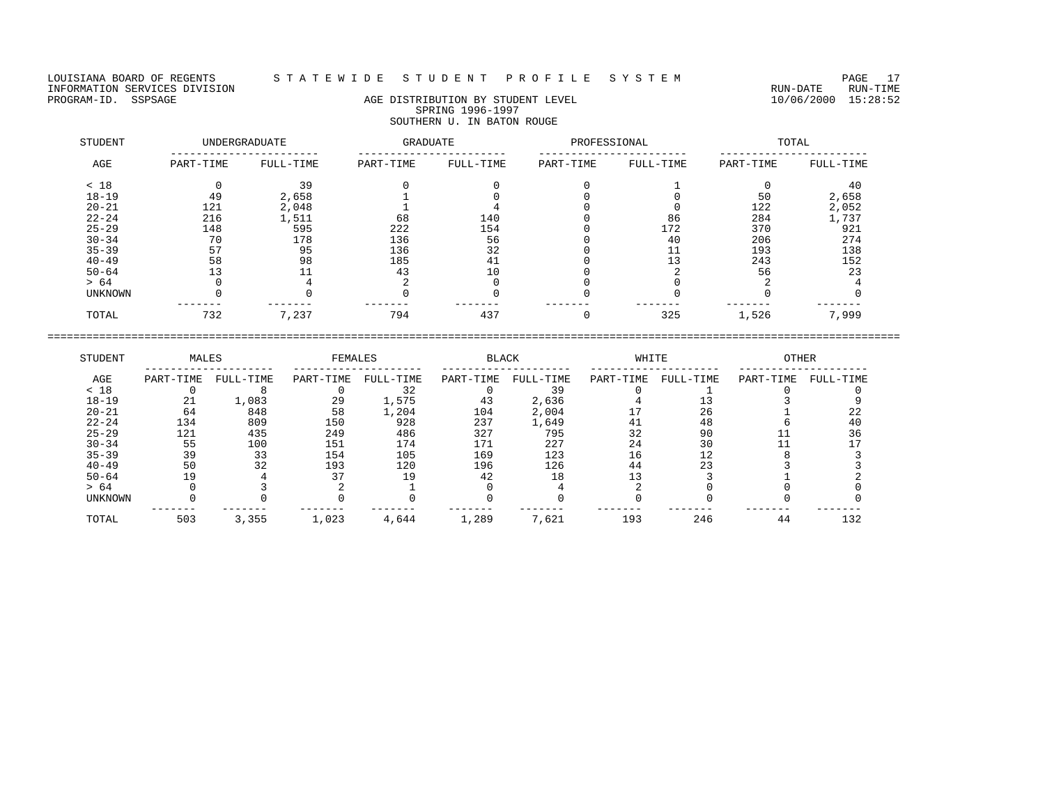LOUISIANA BOARD OF REGENTS — STATEWIDE STUDENT PROFILE SYSTEM

INFORMATION SERVICES DIVISION — RUN-DATE 10/06/2000 RUN-TIME 15:28:52

PROGRAM-ID. SSPSAGE

## AGE DISTRIBUTION BY STUDENT LEVEL
### SPRING 1996-1997
### SOUTHERN U. IN BATON ROUGE

| STUDENT | UNDERGRADUATE | | GRADUATE | | PROFESSIONAL | | TOTAL | |
|---|---|---|---|---|---|---|---|---|
| AGE | PART-TIME | FULL-TIME | PART-TIME | FULL-TIME | PART-TIME | FULL-TIME | PART-TIME | FULL-TIME |
| < 18 | 0 | 39 | 0 | 0 | 0 | 1 | 0 | 40 |
| 18-19 | 49 | 2,658 | 1 | 0 | 0 | 0 | 50 | 2,658 |
| 20-21 | 121 | 2,048 | 1 | 4 | 0 | 0 | 122 | 2,052 |
| 22-24 | 216 | 1,511 | 68 | 140 | 0 | 86 | 284 | 1,737 |
| 25-29 | 148 | 595 | 222 | 154 | 0 | 172 | 370 | 921 |
| 30-34 | 70 | 178 | 136 | 56 | 0 | 40 | 206 | 274 |
| 35-39 | 57 | 95 | 136 | 32 | 0 | 11 | 193 | 138 |
| 40-49 | 58 | 98 | 185 | 41 | 0 | 13 | 243 | 152 |
| 50-64 | 13 | 11 | 43 | 10 | 0 | 2 | 56 | 23 |
| > 64 | 0 | 4 | 2 | 0 | 0 | 0 | 2 | 4 |
| UNKNOWN | 0 | 0 | 0 | 0 | 0 | 0 | 0 | 0 |
| TOTAL | 732 | 7,237 | 794 | 437 | 0 | 325 | 1,526 | 7,999 |

| STUDENT | MALES | | FEMALES | | BLACK | | WHITE | | OTHER | |
|---|---|---|---|---|---|---|---|---|---|---|
| AGE | PART-TIME | FULL-TIME | PART-TIME | FULL-TIME | PART-TIME | FULL-TIME | PART-TIME | FULL-TIME | PART-TIME | FULL-TIME |
| < 18 | 0 | 8 | 0 | 32 | 0 | 39 | 0 | 1 | 0 | 0 |
| 18-19 | 21 | 1,083 | 29 | 1,575 | 43 | 2,636 | 4 | 13 | 3 | 9 |
| 20-21 | 64 | 848 | 58 | 1,204 | 104 | 2,004 | 17 | 26 | 1 | 22 |
| 22-24 | 134 | 809 | 150 | 928 | 237 | 1,649 | 41 | 48 | 6 | 40 |
| 25-29 | 121 | 435 | 249 | 486 | 327 | 795 | 32 | 90 | 11 | 36 |
| 30-34 | 55 | 100 | 151 | 174 | 171 | 227 | 24 | 30 | 11 | 17 |
| 35-39 | 39 | 33 | 154 | 105 | 169 | 123 | 16 | 12 | 8 | 3 |
| 40-49 | 50 | 32 | 193 | 120 | 196 | 126 | 44 | 23 | 3 | 3 |
| 50-64 | 19 | 4 | 37 | 19 | 42 | 18 | 13 | 3 | 1 | 2 |
| > 64 | 0 | 3 | 2 | 1 | 0 | 4 | 2 | 0 | 0 | 0 |
| UNKNOWN | 0 | 0 | 0 | 0 | 0 | 0 | 0 | 0 | 0 | 0 |
| TOTAL | 503 | 3,355 | 1,023 | 4,644 | 1,289 | 7,621 | 193 | 246 | 44 | 132 |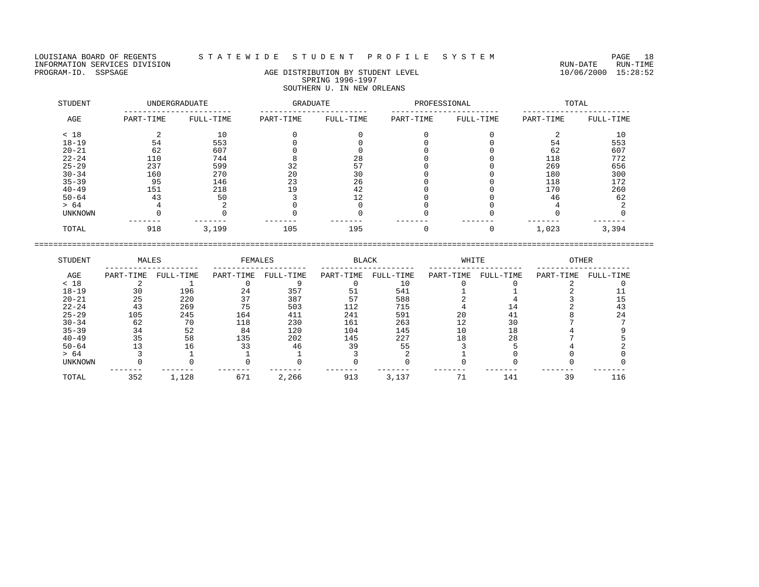LOUISIANA BOARD OF REGENTS — STATEWIDE STUDENT PROFILE SYSTEM

INFORMATION SERVICES DIVISION

PROGRAM-ID. SSPSAGE — RUN-DATE 10/06/2000 RUN-TIME 15:28:52

## AGE DISTRIBUTION BY STUDENT LEVEL
### SPRING 1996-1997
### SOUTHERN U. IN NEW ORLEANS

| STUDENT | UNDERGRADUATE | | GRADUATE | | PROFESSIONAL | | TOTAL | |
|---|---|---|---|---|---|---|---|---|
| AGE | PART-TIME | FULL-TIME | PART-TIME | FULL-TIME | PART-TIME | FULL-TIME | PART-TIME | FULL-TIME |
| < 18 | 2 | 10 | 0 | 0 | 0 | 0 | 2 | 10 |
| 18-19 | 54 | 553 | 0 | 0 | 0 | 0 | 54 | 553 |
| 20-21 | 62 | 607 | 0 | 0 | 0 | 0 | 62 | 607 |
| 22-24 | 110 | 744 | 8 | 28 | 0 | 0 | 118 | 772 |
| 25-29 | 237 | 599 | 32 | 57 | 0 | 0 | 269 | 656 |
| 30-34 | 160 | 270 | 20 | 30 | 0 | 0 | 180 | 300 |
| 35-39 | 95 | 146 | 23 | 26 | 0 | 0 | 118 | 172 |
| 40-49 | 151 | 218 | 19 | 42 | 0 | 0 | 170 | 260 |
| 50-64 | 43 | 50 | 3 | 12 | 0 | 0 | 46 | 62 |
| > 64 | 4 | 2 | 0 | 0 | 0 | 0 | 4 | 2 |
| UNKNOWN | 0 | 0 | 0 | 0 | 0 | 0 | 0 | 0 |
| TOTAL | 918 | 3,199 | 105 | 195 | 0 | 0 | 1,023 | 3,394 |

| STUDENT | MALES | | FEMALES | | BLACK | | WHITE | | OTHER | |
|---|---|---|---|---|---|---|---|---|---|---|
| AGE | PART-TIME | FULL-TIME | PART-TIME | FULL-TIME | PART-TIME | FULL-TIME | PART-TIME | FULL-TIME | PART-TIME | FULL-TIME |
| < 18 | 2 | 1 | 0 | 9 | 0 | 10 | 0 | 0 | 2 | 0 |
| 18-19 | 30 | 196 | 24 | 357 | 51 | 541 | 1 | 1 | 2 | 11 |
| 20-21 | 25 | 220 | 37 | 387 | 57 | 588 | 2 | 4 | 3 | 15 |
| 22-24 | 43 | 269 | 75 | 503 | 112 | 715 | 4 | 14 | 2 | 43 |
| 25-29 | 105 | 245 | 164 | 411 | 241 | 591 | 20 | 41 | 8 | 24 |
| 30-34 | 62 | 70 | 118 | 230 | 161 | 263 | 12 | 30 | 7 | 7 |
| 35-39 | 34 | 52 | 84 | 120 | 104 | 145 | 10 | 18 | 4 | 9 |
| 40-49 | 35 | 58 | 135 | 202 | 145 | 227 | 18 | 28 | 7 | 5 |
| 50-64 | 13 | 16 | 33 | 46 | 39 | 55 | 3 | 5 | 4 | 2 |
| > 64 | 3 | 1 | 1 | 1 | 3 | 2 | 1 | 0 | 0 | 0 |
| UNKNOWN | 0 | 0 | 0 | 0 | 0 | 0 | 0 | 0 | 0 | 0 |
| TOTAL | 352 | 1,128 | 671 | 2,266 | 913 | 3,137 | 71 | 141 | 39 | 116 |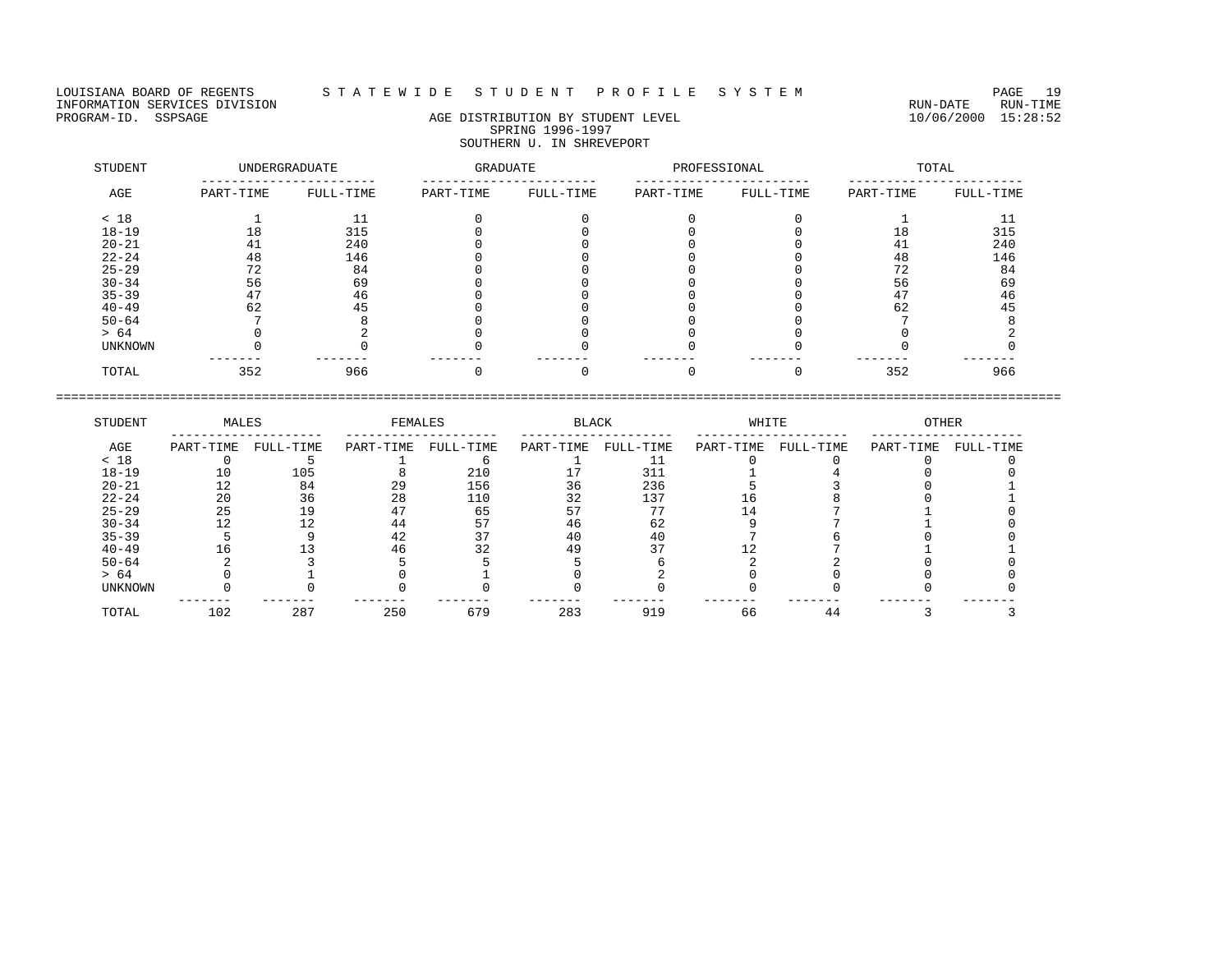LOUISIANA BOARD OF REGENTS — S T A T E W I D E   S T U D E N T   P R O F I L E   S Y S T E M

INFORMATION SERVICES DIVISION — RUN-DATE 10/06/2000 RUN-TIME 15:28:52

PROGRAM-ID. SSPSAGE

## AGE DISTRIBUTION BY STUDENT LEVEL
### SPRING 1996-1997
### SOUTHERN U. IN SHREVEPORT

| STUDENT | UNDERGRADUATE | | GRADUATE | | PROFESSIONAL | | TOTAL | |
|---|---|---|---|---|---|---|---|---|
| AGE | PART-TIME | FULL-TIME | PART-TIME | FULL-TIME | PART-TIME | FULL-TIME | PART-TIME | FULL-TIME |
| < 18 | 1 | 11 | 0 | 0 | 0 | 0 | 1 | 11 |
| 18-19 | 18 | 315 | 0 | 0 | 0 | 0 | 18 | 315 |
| 20-21 | 41 | 240 | 0 | 0 | 0 | 0 | 41 | 240 |
| 22-24 | 48 | 146 | 0 | 0 | 0 | 0 | 48 | 146 |
| 25-29 | 72 | 84 | 0 | 0 | 0 | 0 | 72 | 84 |
| 30-34 | 56 | 69 | 0 | 0 | 0 | 0 | 56 | 69 |
| 35-39 | 47 | 46 | 0 | 0 | 0 | 0 | 47 | 46 |
| 40-49 | 62 | 45 | 0 | 0 | 0 | 0 | 62 | 45 |
| 50-64 | 7 | 8 | 0 | 0 | 0 | 0 | 7 | 8 |
| > 64 | 0 | 2 | 0 | 0 | 0 | 0 | 0 | 2 |
| UNKNOWN | 0 | 0 | 0 | 0 | 0 | 0 | 0 | 0 |
| TOTAL | 352 | 966 | 0 | 0 | 0 | 0 | 352 | 966 |

| STUDENT | MALES | | FEMALES | | BLACK | | WHITE | | OTHER | |
|---|---|---|---|---|---|---|---|---|---|---|
| AGE | PART-TIME | FULL-TIME | PART-TIME | FULL-TIME | PART-TIME | FULL-TIME | PART-TIME | FULL-TIME | PART-TIME | FULL-TIME |
| < 18 | 0 | 5 | 1 | 6 | 1 | 11 | 0 | 0 | 0 | 0 |
| 18-19 | 10 | 105 | 8 | 210 | 17 | 311 | 1 | 4 | 0 | 0 |
| 20-21 | 12 | 84 | 29 | 156 | 36 | 236 | 5 | 3 | 0 | 1 |
| 22-24 | 20 | 36 | 28 | 110 | 32 | 137 | 16 | 8 | 0 | 1 |
| 25-29 | 25 | 19 | 47 | 65 | 57 | 77 | 14 | 7 | 1 | 0 |
| 30-34 | 12 | 12 | 44 | 57 | 46 | 62 | 9 | 7 | 1 | 0 |
| 35-39 | 5 | 9 | 42 | 37 | 40 | 40 | 7 | 6 | 0 | 0 |
| 40-49 | 16 | 13 | 46 | 32 | 49 | 37 | 12 | 7 | 1 | 1 |
| 50-64 | 2 | 3 | 5 | 5 | 5 | 6 | 2 | 2 | 0 | 0 |
| > 64 | 0 | 1 | 0 | 1 | 0 | 2 | 0 | 0 | 0 | 0 |
| UNKNOWN | 0 | 0 | 0 | 0 | 0 | 0 | 0 | 0 | 0 | 0 |
| TOTAL | 102 | 287 | 250 | 679 | 283 | 919 | 66 | 44 | 3 | 3 |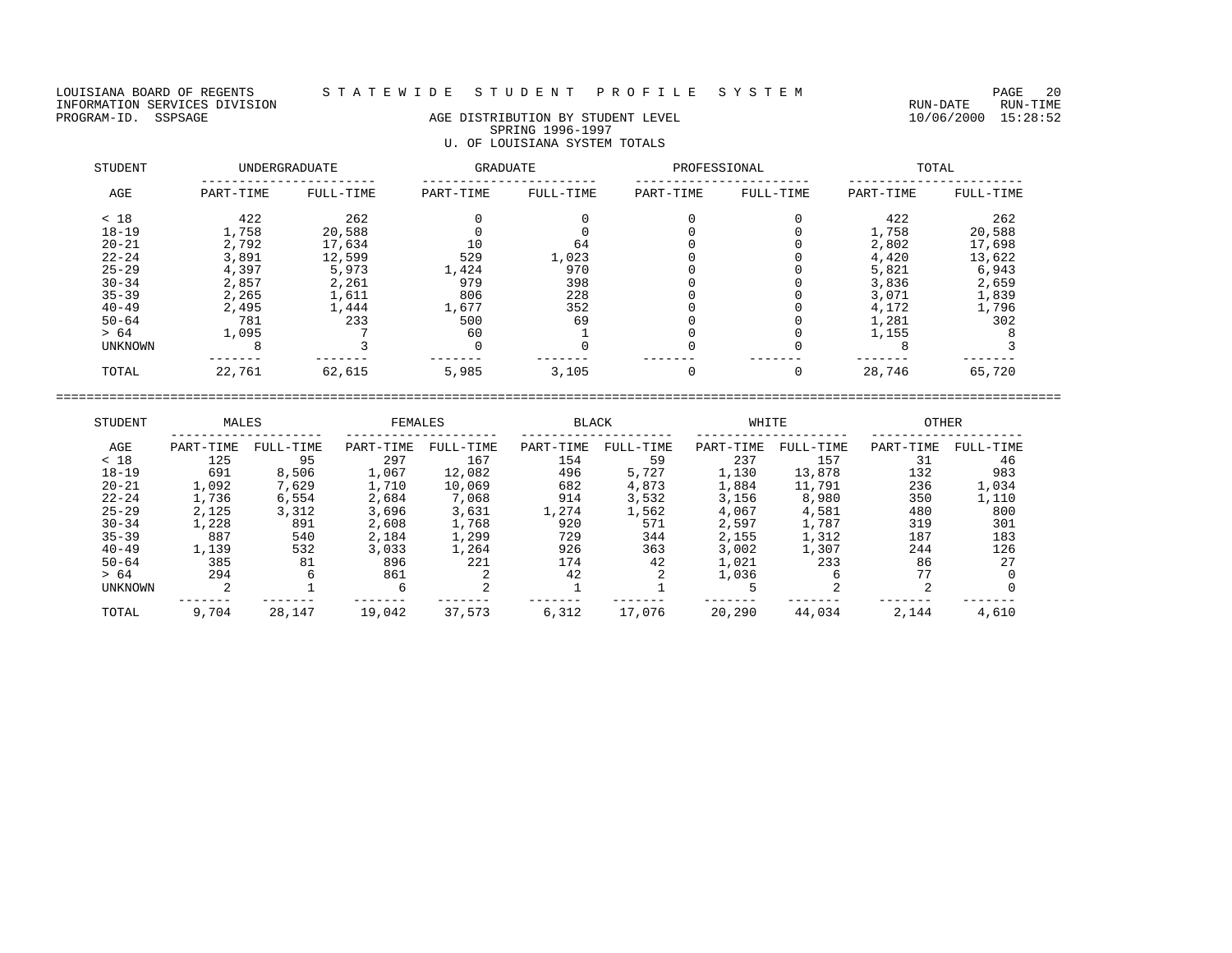LOUISIANA BOARD OF REGENTS — STATEWIDE STUDENT PROFILE SYSTEM
INFORMATION SERVICES DIVISION — RUN-DATE 10/06/2000 RUN-TIME 15:28:52
PROGRAM-ID. SSPSAGE

# AGE DISTRIBUTION BY STUDENT LEVEL
## SPRING 1996-1997
## U. OF LOUISIANA SYSTEM TOTALS

| STUDENT | UNDERGRADUATE | | GRADUATE | | PROFESSIONAL | | TOTAL | |
|---|---|---|---|---|---|---|---|---|
| AGE | PART-TIME | FULL-TIME | PART-TIME | FULL-TIME | PART-TIME | FULL-TIME | PART-TIME | FULL-TIME |
| < 18 | 422 | 262 | 0 | 0 | 0 | 0 | 422 | 262 |
| 18-19 | 1,758 | 20,588 | 0 | 0 | 0 | 0 | 1,758 | 20,588 |
| 20-21 | 2,792 | 17,634 | 10 | 64 | 0 | 0 | 2,802 | 17,698 |
| 22-24 | 3,891 | 12,599 | 529 | 1,023 | 0 | 0 | 4,420 | 13,622 |
| 25-29 | 4,397 | 5,973 | 1,424 | 970 | 0 | 0 | 5,821 | 6,943 |
| 30-34 | 2,857 | 2,261 | 979 | 398 | 0 | 0 | 3,836 | 2,659 |
| 35-39 | 2,265 | 1,611 | 806 | 228 | 0 | 0 | 3,071 | 1,839 |
| 40-49 | 2,495 | 1,444 | 1,677 | 352 | 0 | 0 | 4,172 | 1,796 |
| 50-64 | 781 | 233 | 500 | 69 | 0 | 0 | 1,281 | 302 |
| > 64 | 1,095 | 7 | 60 | 1 | 0 | 0 | 1,155 | 8 |
| UNKNOWN | 8 | 3 | 0 | 0 | 0 | 0 | 8 | 3 |
| TOTAL | 22,761 | 62,615 | 5,985 | 3,105 | 0 | 0 | 28,746 | 65,720 |

| STUDENT | MALES | | FEMALES | | BLACK | | WHITE | | OTHER | |
|---|---|---|---|---|---|---|---|---|---|---|
| AGE | PART-TIME | FULL-TIME | PART-TIME | FULL-TIME | PART-TIME | FULL-TIME | PART-TIME | FULL-TIME | PART-TIME | FULL-TIME |
| < 18 | 125 | 95 | 297 | 167 | 154 | 59 | 237 | 157 | 31 | 46 |
| 18-19 | 691 | 8,506 | 1,067 | 12,082 | 496 | 5,727 | 1,130 | 13,878 | 132 | 983 |
| 20-21 | 1,092 | 7,629 | 1,710 | 10,069 | 682 | 4,873 | 1,884 | 11,791 | 236 | 1,034 |
| 22-24 | 1,736 | 6,554 | 2,684 | 7,068 | 914 | 3,532 | 3,156 | 8,980 | 350 | 1,110 |
| 25-29 | 2,125 | 3,312 | 3,696 | 3,631 | 1,274 | 1,562 | 4,067 | 4,581 | 480 | 800 |
| 30-34 | 1,228 | 891 | 2,608 | 1,768 | 920 | 571 | 2,597 | 1,787 | 319 | 301 |
| 35-39 | 887 | 540 | 2,184 | 1,299 | 729 | 344 | 2,155 | 1,312 | 187 | 183 |
| 40-49 | 1,139 | 532 | 3,033 | 1,264 | 926 | 363 | 3,002 | 1,307 | 244 | 126 |
| 50-64 | 385 | 81 | 896 | 221 | 174 | 42 | 1,021 | 233 | 86 | 27 |
| > 64 | 294 | 6 | 861 | 2 | 42 | 2 | 1,036 | 6 | 77 | 0 |
| UNKNOWN | 2 | 1 | 6 | 2 | 1 | 1 | 5 | 2 | 2 | 0 |
| TOTAL | 9,704 | 28,147 | 19,042 | 37,573 | 6,312 | 17,076 | 20,290 | 44,034 | 2,144 | 4,610 |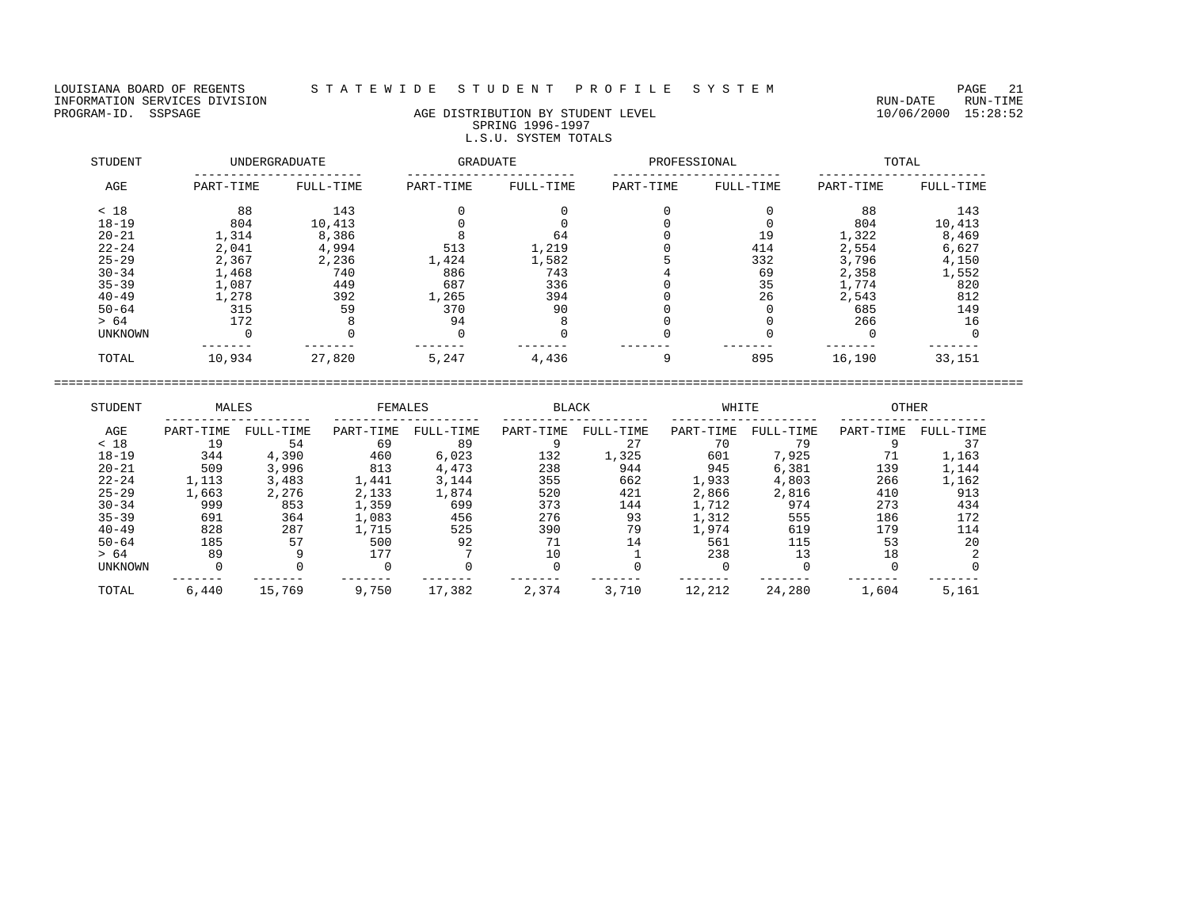LOUISIANA BOARD OF REGENTS — STATEWIDE STUDENT PROFILE SYSTEM
INFORMATION SERVICES DIVISION — RUN-DATE 10/06/2000 RUN-TIME 15:28:52
PROGRAM-ID. SSPSAGE

## AGE DISTRIBUTION BY STUDENT LEVEL
### SPRING 1996-1997
### L.S.U. SYSTEM TOTALS

| STUDENT | UNDERGRADUATE | | GRADUATE | | PROFESSIONAL | | TOTAL | |
|---|---|---|---|---|---|---|---|---|
| AGE | PART-TIME | FULL-TIME | PART-TIME | FULL-TIME | PART-TIME | FULL-TIME | PART-TIME | FULL-TIME |
| < 18 | 88 | 143 | 0 | 0 | 0 | 0 | 88 | 143 |
| 18-19 | 804 | 10,413 | 0 | 0 | 0 | 0 | 804 | 10,413 |
| 20-21 | 1,314 | 8,386 | 8 | 64 | 0 | 19 | 1,322 | 8,469 |
| 22-24 | 2,041 | 4,994 | 513 | 1,219 | 0 | 414 | 2,554 | 6,627 |
| 25-29 | 2,367 | 2,236 | 1,424 | 1,582 | 5 | 332 | 3,796 | 4,150 |
| 30-34 | 1,468 | 740 | 886 | 743 | 4 | 69 | 2,358 | 1,552 |
| 35-39 | 1,087 | 449 | 687 | 336 | 0 | 35 | 1,774 | 820 |
| 40-49 | 1,278 | 392 | 1,265 | 394 | 0 | 26 | 2,543 | 812 |
| 50-64 | 315 | 59 | 370 | 90 | 0 | 0 | 685 | 149 |
| > 64 | 172 | 8 | 94 | 8 | 0 | 0 | 266 | 16 |
| UNKNOWN | 0 | 0 | 0 | 0 | 0 | 0 | 0 | 0 |
| TOTAL | 10,934 | 27,820 | 5,247 | 4,436 | 9 | 895 | 16,190 | 33,151 |

| STUDENT | MALES | | FEMALES | | BLACK | | WHITE | | OTHER | |
|---|---|---|---|---|---|---|---|---|---|---|
| AGE | PART-TIME | FULL-TIME | PART-TIME | FULL-TIME | PART-TIME | FULL-TIME | PART-TIME | FULL-TIME | PART-TIME | FULL-TIME |
| < 18 | 19 | 54 | 69 | 89 | 9 | 27 | 70 | 79 | 9 | 37 |
| 18-19 | 344 | 4,390 | 460 | 6,023 | 132 | 1,325 | 601 | 7,925 | 71 | 1,163 |
| 20-21 | 509 | 3,996 | 813 | 4,473 | 238 | 944 | 945 | 6,381 | 139 | 1,144 |
| 22-24 | 1,113 | 3,483 | 1,441 | 3,144 | 355 | 662 | 1,933 | 4,803 | 266 | 1,162 |
| 25-29 | 1,663 | 2,276 | 2,133 | 1,874 | 520 | 421 | 2,866 | 2,816 | 410 | 913 |
| 30-34 | 999 | 853 | 1,359 | 699 | 373 | 144 | 1,712 | 974 | 273 | 434 |
| 35-39 | 691 | 364 | 1,083 | 456 | 276 | 93 | 1,312 | 555 | 186 | 172 |
| 40-49 | 828 | 287 | 1,715 | 525 | 390 | 79 | 1,974 | 619 | 179 | 114 |
| 50-64 | 185 | 57 | 500 | 92 | 71 | 14 | 561 | 115 | 53 | 20 |
| > 64 | 89 | 9 | 177 | 7 | 10 | 1 | 238 | 13 | 18 | 2 |
| UNKNOWN | 0 | 0 | 0 | 0 | 0 | 0 | 0 | 0 | 0 | 0 |
| TOTAL | 6,440 | 15,769 | 9,750 | 17,382 | 2,374 | 3,710 | 12,212 | 24,280 | 1,604 | 5,161 |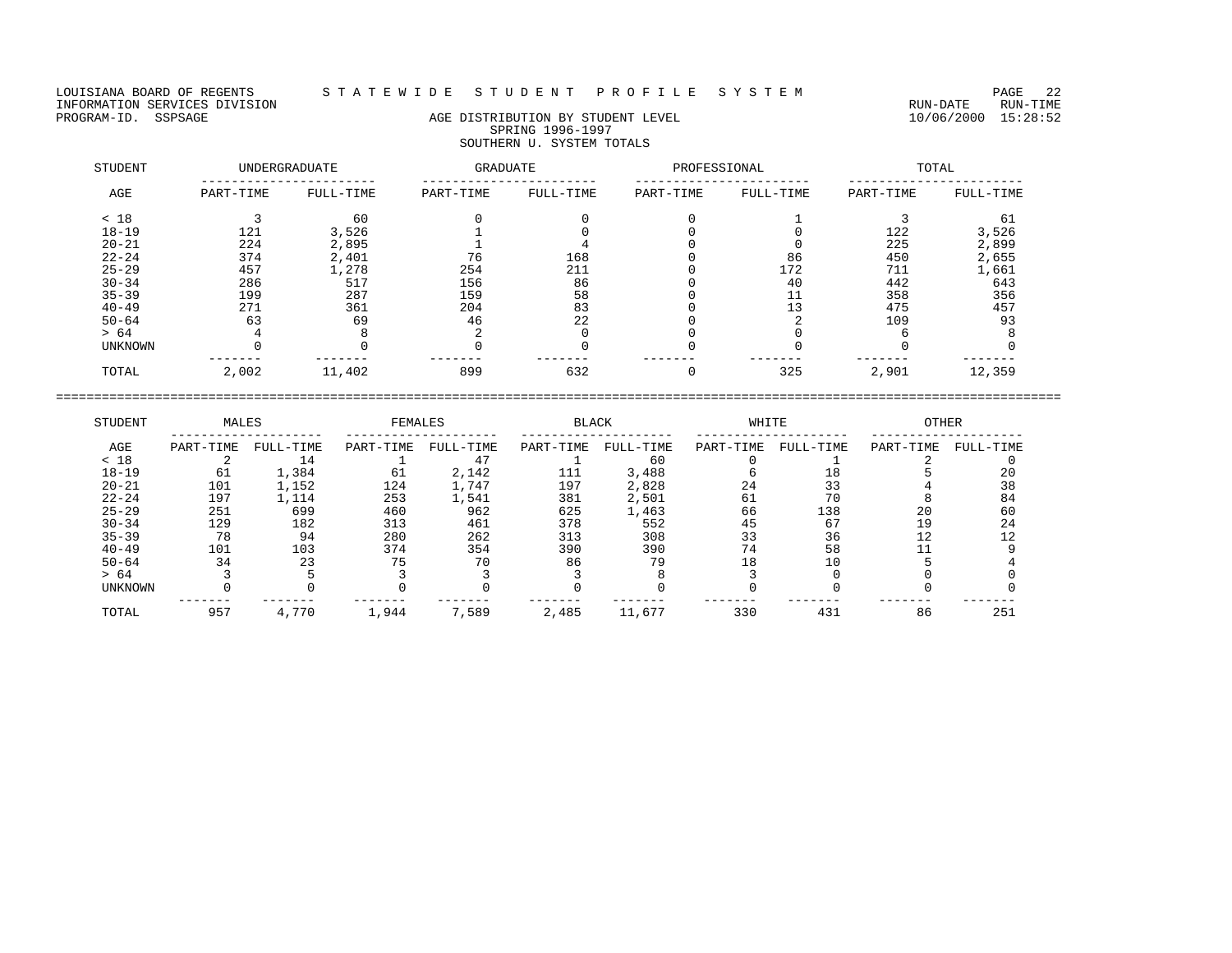LOUISIANA BOARD OF REGENTS — STATEWIDE STUDENT PROFILE SYSTEM
INFORMATION SERVICES DIVISION — RUN-DATE 10/06/2000 RUN-TIME 15:28:52
PROGRAM-ID. SSPSAGE

## AGE DISTRIBUTION BY STUDENT LEVEL
### SPRING 1996-1997
### SOUTHERN U. SYSTEM TOTALS

| STUDENT AGE | UNDERGRADUATE PART-TIME | UNDERGRADUATE FULL-TIME | GRADUATE PART-TIME | GRADUATE FULL-TIME | PROFESSIONAL PART-TIME | PROFESSIONAL FULL-TIME | TOTAL PART-TIME | TOTAL FULL-TIME |
|---|---|---|---|---|---|---|---|---|
| < 18 | 3 | 60 | 0 | 0 | 0 | 1 | 3 | 61 |
| 18-19 | 121 | 3,526 | 1 | 0 | 0 | 0 | 122 | 3,526 |
| 20-21 | 224 | 2,895 | 1 | 4 | 0 | 0 | 225 | 2,899 |
| 22-24 | 374 | 2,401 | 76 | 168 | 0 | 86 | 450 | 2,655 |
| 25-29 | 457 | 1,278 | 254 | 211 | 0 | 172 | 711 | 1,661 |
| 30-34 | 286 | 517 | 156 | 86 | 0 | 40 | 442 | 643 |
| 35-39 | 199 | 287 | 159 | 58 | 0 | 11 | 358 | 356 |
| 40-49 | 271 | 361 | 204 | 83 | 0 | 13 | 475 | 457 |
| 50-64 | 63 | 69 | 46 | 22 | 0 | 2 | 109 | 93 |
| > 64 | 4 | 8 | 2 | 0 | 0 | 0 | 6 | 8 |
| UNKNOWN | 0 | 0 | 0 | 0 | 0 | 0 | 0 | 0 |
| TOTAL | 2,002 | 11,402 | 899 | 632 | 0 | 325 | 2,901 | 12,359 |

| STUDENT AGE | MALES PART-TIME | MALES FULL-TIME | FEMALES PART-TIME | FEMALES FULL-TIME | BLACK PART-TIME | BLACK FULL-TIME | WHITE PART-TIME | WHITE FULL-TIME | OTHER PART-TIME | OTHER FULL-TIME |
|---|---|---|---|---|---|---|---|---|---|---|
| < 18 | 2 | 14 | 1 | 47 | 1 | 60 | 0 | 1 | 2 | 0 |
| 18-19 | 61 | 1,384 | 61 | 2,142 | 111 | 3,488 | 6 | 18 | 5 | 20 |
| 20-21 | 101 | 1,152 | 124 | 1,747 | 197 | 2,828 | 24 | 33 | 4 | 38 |
| 22-24 | 197 | 1,114 | 253 | 1,541 | 381 | 2,501 | 61 | 70 | 8 | 84 |
| 25-29 | 251 | 699 | 460 | 962 | 625 | 1,463 | 66 | 138 | 20 | 60 |
| 30-34 | 129 | 182 | 313 | 461 | 378 | 552 | 45 | 67 | 19 | 24 |
| 35-39 | 78 | 94 | 280 | 262 | 313 | 308 | 33 | 36 | 12 | 12 |
| 40-49 | 101 | 103 | 374 | 354 | 390 | 390 | 74 | 58 | 11 | 9 |
| 50-64 | 34 | 23 | 75 | 70 | 86 | 79 | 18 | 10 | 5 | 4 |
| > 64 | 3 | 5 | 3 | 3 | 3 | 8 | 3 | 0 | 0 | 0 |
| UNKNOWN | 0 | 0 | 0 | 0 | 0 | 0 | 0 | 0 | 0 | 0 |
| TOTAL | 957 | 4,770 | 1,944 | 7,589 | 2,485 | 11,677 | 330 | 431 | 86 | 251 |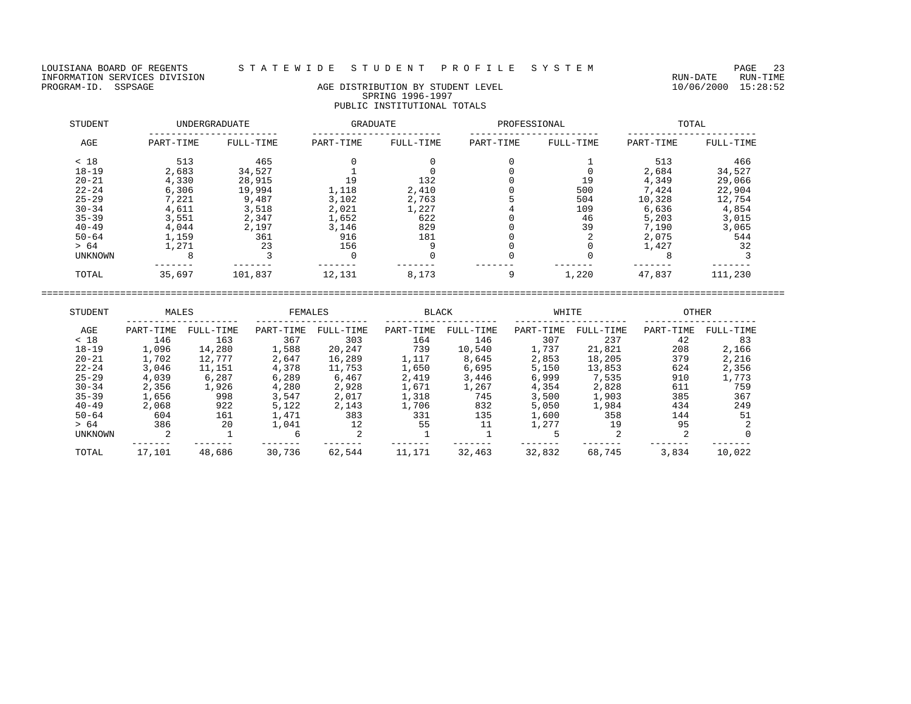LOUISIANA BOARD OF REGENTS — STATEWIDE STUDENT PROFILE SYSTEM

INFORMATION SERVICES DIVISION

PROGRAM-ID. SSPSAGE

RUN-DATE 10/06/2000 RUN-TIME 15:28:52

## AGE DISTRIBUTION BY STUDENT LEVEL
### SPRING 1996-1997
### PUBLIC INSTITUTIONAL TOTALS

| STUDENT | UNDERGRADUATE | | GRADUATE | | PROFESSIONAL | | TOTAL | |
|---|---|---|---|---|---|---|---|---|
| AGE | PART-TIME | FULL-TIME | PART-TIME | FULL-TIME | PART-TIME | FULL-TIME | PART-TIME | FULL-TIME |
| < 18 | 513 | 465 | 0 | 0 | 0 | 1 | 513 | 466 |
| 18-19 | 2,683 | 34,527 | 1 | 0 | 0 | 0 | 2,684 | 34,527 |
| 20-21 | 4,330 | 28,915 | 19 | 132 | 0 | 19 | 4,349 | 29,066 |
| 22-24 | 6,306 | 19,994 | 1,118 | 2,410 | 0 | 500 | 7,424 | 22,904 |
| 25-29 | 7,221 | 9,487 | 3,102 | 2,763 | 5 | 504 | 10,328 | 12,754 |
| 30-34 | 4,611 | 3,518 | 2,021 | 1,227 | 4 | 109 | 6,636 | 4,854 |
| 35-39 | 3,551 | 2,347 | 1,652 | 622 | 0 | 46 | 5,203 | 3,015 |
| 40-49 | 4,044 | 2,197 | 3,146 | 829 | 0 | 39 | 7,190 | 3,065 |
| 50-64 | 1,159 | 361 | 916 | 181 | 0 | 2 | 2,075 | 544 |
| > 64 | 1,271 | 23 | 156 | 9 | 0 | 0 | 1,427 | 32 |
| UNKNOWN | 8 | 3 | 0 | 0 | 0 | 0 | 8 | 3 |
| TOTAL | 35,697 | 101,837 | 12,131 | 8,173 | 9 | 1,220 | 47,837 | 111,230 |

| STUDENT | MALES | | FEMALES | | BLACK | | WHITE | | OTHER | |
|---|---|---|---|---|---|---|---|---|---|---|
| AGE | PART-TIME | FULL-TIME | PART-TIME | FULL-TIME | PART-TIME | FULL-TIME | PART-TIME | FULL-TIME | PART-TIME | FULL-TIME |
| < 18 | 146 | 163 | 367 | 303 | 164 | 146 | 307 | 237 | 42 | 83 |
| 18-19 | 1,096 | 14,280 | 1,588 | 20,247 | 739 | 10,540 | 1,737 | 21,821 | 208 | 2,166 |
| 20-21 | 1,702 | 12,777 | 2,647 | 16,289 | 1,117 | 8,645 | 2,853 | 18,205 | 379 | 2,216 |
| 22-24 | 3,046 | 11,151 | 4,378 | 11,753 | 1,650 | 6,695 | 5,150 | 13,853 | 624 | 2,356 |
| 25-29 | 4,039 | 6,287 | 6,289 | 6,467 | 2,419 | 3,446 | 6,999 | 7,535 | 910 | 1,773 |
| 30-34 | 2,356 | 1,926 | 4,280 | 2,928 | 1,671 | 1,267 | 4,354 | 2,828 | 611 | 759 |
| 35-39 | 1,656 | 998 | 3,547 | 2,017 | 1,318 | 745 | 3,500 | 1,903 | 385 | 367 |
| 40-49 | 2,068 | 922 | 5,122 | 2,143 | 1,706 | 832 | 5,050 | 1,984 | 434 | 249 |
| 50-64 | 604 | 161 | 1,471 | 383 | 331 | 135 | 1,600 | 358 | 144 | 51 |
| > 64 | 386 | 20 | 1,041 | 12 | 55 | 11 | 1,277 | 19 | 95 | 2 |
| UNKNOWN | 2 | 1 | 6 | 2 | 1 | 1 | 5 | 2 | 2 | 0 |
| TOTAL | 17,101 | 48,686 | 30,736 | 62,544 | 11,171 | 32,463 | 32,832 | 68,745 | 3,834 | 10,022 |